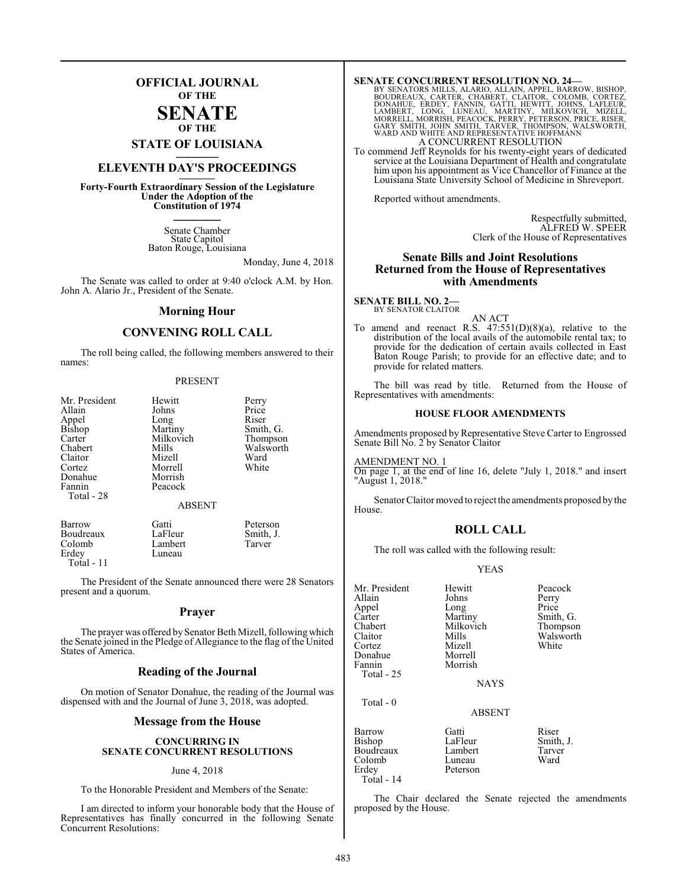# OFFICIAL JOURNAL OF THE SENATE OF THE STATE OF LOUISIANA

## ELEVENTH DAY'S PROCEEDINGS

**Forty-Fourth Extraordinary Session of the Legislature Under the Adoption of the Constitution of 1974**

Senate Chamber
State Capitol
Baton Rouge, Louisiana

Monday, June 4, 2018

The Senate was called to order at 9:40 o'clock A.M. by Hon. John A. Alario Jr., President of the Senate.

## Morning Hour

## CONVENING ROLL CALL

The roll being called, the following members answered to their names:

PRESENT

| | | |
|---|---|---|
| Mr. President | Hewitt | Perry |
| Allain | Johns | Price |
| Appel | Long | Riser |
| Bishop | Martiny | Smith, G. |
| Carter | Milkovich | Thompson |
| Chabert | Mills | Walsworth |
| Claitor | Mizell | Ward |
| Cortez | Morrell | White |
| Donahue | Morrish | |
| Fannin | Peacock | |
| Total - 28 | | |

ABSENT

| | | |
|---|---|---|
| Barrow | Gatti | Peterson |
| Boudreaux | LaFleur | Smith, J. |
| Colomb | Lambert | Tarver |
| Erdey | Luneau | |
| Total - 11 | | |

The President of the Senate announced there were 28 Senators present and a quorum.

## Prayer

The prayer was offered by Senator Beth Mizell, following which the Senate joined in the Pledge of Allegiance to the flag of the United States of America.

## Reading of the Journal

On motion of Senator Donahue, the reading of the Journal was dispensed with and the Journal of June 3, 2018, was adopted.

## Message from the House

### CONCURRING IN SENATE CONCURRENT RESOLUTIONS

June 4, 2018

To the Honorable President and Members of the Senate:

I am directed to inform your honorable body that the House of Representatives has finally concurred in the following Senate Concurrent Resolutions:

**SENATE CONCURRENT RESOLUTION NO. 24—**
BY SENATORS MILLS, ALARIO, ALLAIN, APPEL, BARROW, BISHOP, BOUDREAUX, CARTER, CHABERT, CLAITOR, COLOMB, CORTEZ, DONAHUE, ERDEY, FANNIN, GATTI, HEWITT, JOHNS, LAFLEUR, LAMBERT, LONG, LUNEAU, MARTINY, MILKOVICH, MIZELL, MORRELL, MORRISH, PEACOCK, PERRY, PETERSON, PRICE, RISER, GARY SMITH, JOHN SMITH, TARVER, THOMPSON, WALSWORTH, WARD AND WHITE AND REPRESENTATIVE HOFFMANN

A CONCURRENT RESOLUTION

To commend Jeff Reynolds for his twenty-eight years of dedicated service at the Louisiana Department of Health and congratulate him upon his appointment as Vice Chancellor of Finance at the Louisiana State University School of Medicine in Shreveport.

Reported without amendments.

Respectfully submitted,
ALFRED W. SPEER
Clerk of the House of Representatives

## Senate Bills and Joint Resolutions Returned from the House of Representatives with Amendments

**SENATE BILL NO. 2—**
BY SENATOR CLAITOR

AN ACT

To amend and reenact R.S. 47:551(D)(8)(a), relative to the distribution of the local avails of the automobile rental tax; to provide for the dedication of certain avails collected in East Baton Rouge Parish; to provide for an effective date; and to provide for related matters.

The bill was read by title. Returned from the House of Representatives with amendments:

### HOUSE FLOOR AMENDMENTS

Amendments proposed by Representative Steve Carter to Engrossed Senate Bill No. 2 by Senator Claitor

AMENDMENT NO. 1

On page 1, at the end of line 16, delete "July 1, 2018." and insert "August 1, 2018."

Senator Claitor moved to reject the amendments proposed by the House.

## ROLL CALL

The roll was called with the following result:

YEAS

| | | |
|---|---|---|
| Mr. President | Hewitt | Peacock |
| Allain | Johns | Perry |
| Appel | Long | Price |
| Carter | Martiny | Smith, G. |
| Chabert | Milkovich | Thompson |
| Claitor | Mills | Walsworth |
| Cortez | Mizell | White |
| Donahue | Morrell | |
| Fannin | Morrish | |
| Total - 25 | | |

NAYS

Total - 0

ABSENT

| | | |
|---|---|---|
| Barrow | Gatti | Riser |
| Bishop | LaFleur | Smith, J. |
| Boudreaux | Lambert | Tarver |
| Colomb | Luneau | Ward |
| Erdey | Peterson | |
| Total - 14 | | |

The Chair declared the Senate rejected the amendments proposed by the House.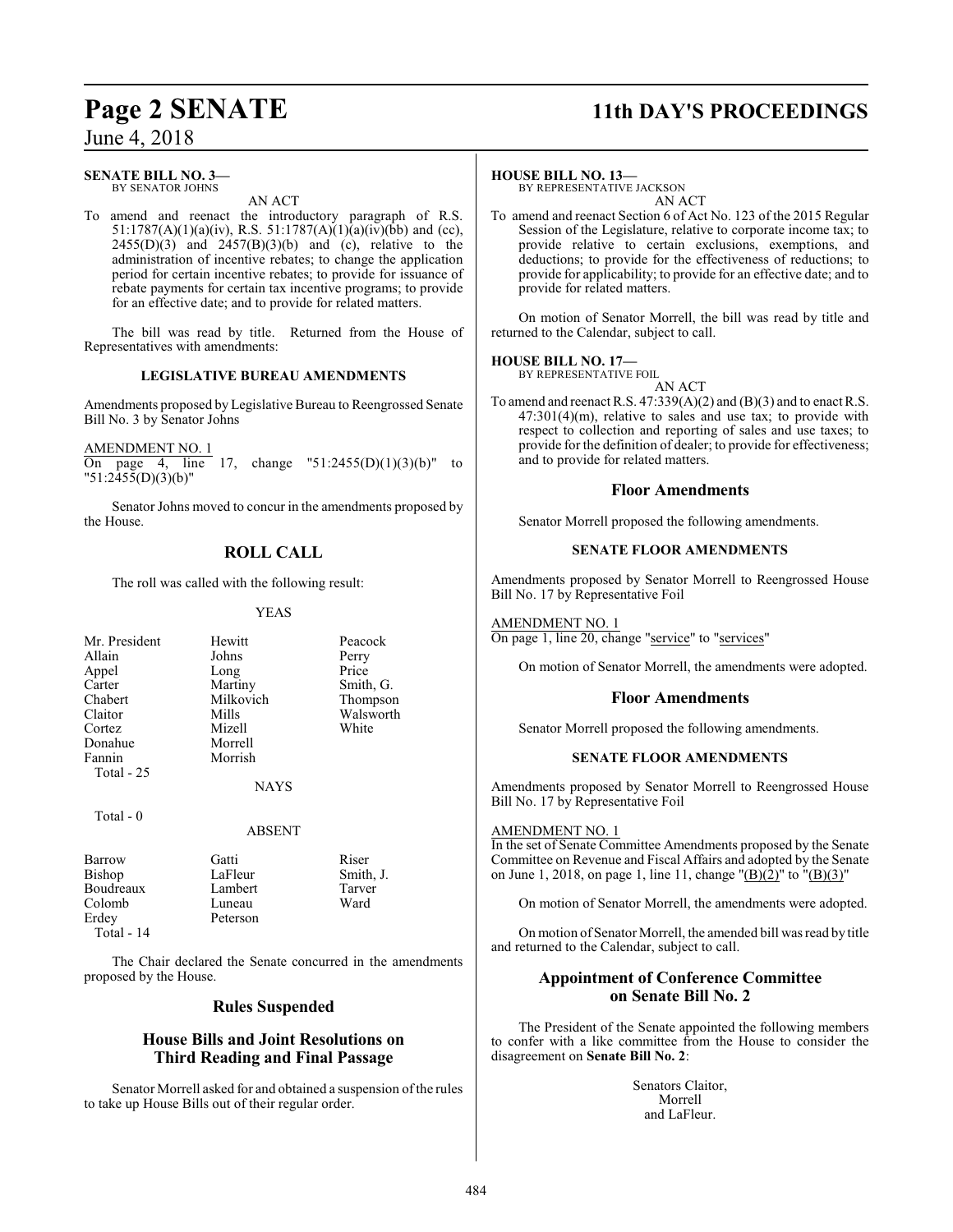**SENATE BILL NO. 3—**
BY SENATOR JOHNS

AN ACT

To amend and reenact the introductory paragraph of R.S. 51:1787(A)(1)(a)(iv), R.S. 51:1787(A)(1)(a)(iv)(bb) and (cc), 2455(D)(3) and 2457(B)(3)(b) and (c), relative to the administration of incentive rebates; to change the application period for certain incentive rebates; to provide for issuance of rebate payments for certain tax incentive programs; to provide for an effective date; and to provide for related matters.

The bill was read by title. Returned from the House of Representatives with amendments:

**LEGISLATIVE BUREAU AMENDMENTS**

Amendments proposed by Legislative Bureau to Reengrossed Senate Bill No. 3 by Senator Johns

AMENDMENT NO. 1
On page 4, line 17, change "51:2455(D)(1)(3)(b)" to "51:2455(D)(3)(b)"

Senator Johns moved to concur in the amendments proposed by the House.

## ROLL CALL

The roll was called with the following result:

YEAS

| | | |
|---|---|---|
| Mr. President | Hewitt | Peacock |
| Allain | Johns | Perry |
| Appel | Long | Price |
| Carter | Martiny | Smith, G. |
| Chabert | Milkovich | Thompson |
| Claitor | Mills | Walsworth |
| Cortez | Mizell | White |
| Donahue | Morrell | |
| Fannin | Morrish | |

Total - 25

NAYS

Total - 0

ABSENT

| | | |
|---|---|---|
| Barrow | Gatti | Riser |
| Bishop | LaFleur | Smith, J. |
| Boudreaux | Lambert | Tarver |
| Colomb | Luneau | Ward |
| Erdey | Peterson | |

Total - 14

The Chair declared the Senate concurred in the amendments proposed by the House.

## Rules Suspended

## House Bills and Joint Resolutions on Third Reading and Final Passage

Senator Morrell asked for and obtained a suspension of the rules to take up House Bills out of their regular order.

**HOUSE BILL NO. 13—**
BY REPRESENTATIVE JACKSON

AN ACT

To amend and reenact Section 6 of Act No. 123 of the 2015 Regular Session of the Legislature, relative to corporate income tax; to provide relative to certain exclusions, exemptions, and deductions; to provide for the effectiveness of reductions; to provide for applicability; to provide for an effective date; and to provide for related matters.

On motion of Senator Morrell, the bill was read by title and returned to the Calendar, subject to call.

**HOUSE BILL NO. 17—**
BY REPRESENTATIVE FOIL

AN ACT

To amend and reenact R.S. 47:339(A)(2) and (B)(3) and to enact R.S. 47:301(4)(m), relative to sales and use tax; to provide with respect to collection and reporting of sales and use taxes; to provide for the definition of dealer; to provide for effectiveness; and to provide for related matters.

## Floor Amendments

Senator Morrell proposed the following amendments.

**SENATE FLOOR AMENDMENTS**

Amendments proposed by Senator Morrell to Reengrossed House Bill No. 17 by Representative Foil

AMENDMENT NO. 1
On page 1, line 20, change "service" to "services"

On motion of Senator Morrell, the amendments were adopted.

## Floor Amendments

Senator Morrell proposed the following amendments.

**SENATE FLOOR AMENDMENTS**

Amendments proposed by Senator Morrell to Reengrossed House Bill No. 17 by Representative Foil

AMENDMENT NO. 1
In the set of Senate Committee Amendments proposed by the Senate Committee on Revenue and Fiscal Affairs and adopted by the Senate on June 1, 2018, on page 1, line 11, change "(B)(2)" to "(B)(3)"

On motion of Senator Morrell, the amendments were adopted.

On motion of Senator Morrell, the amended bill was read by title and returned to the Calendar, subject to call.

## Appointment of Conference Committee on Senate Bill No. 2

The President of the Senate appointed the following members to confer with a like committee from the House to consider the disagreement on **Senate Bill No. 2**:

Senators Claitor,
Morrell
and LaFleur.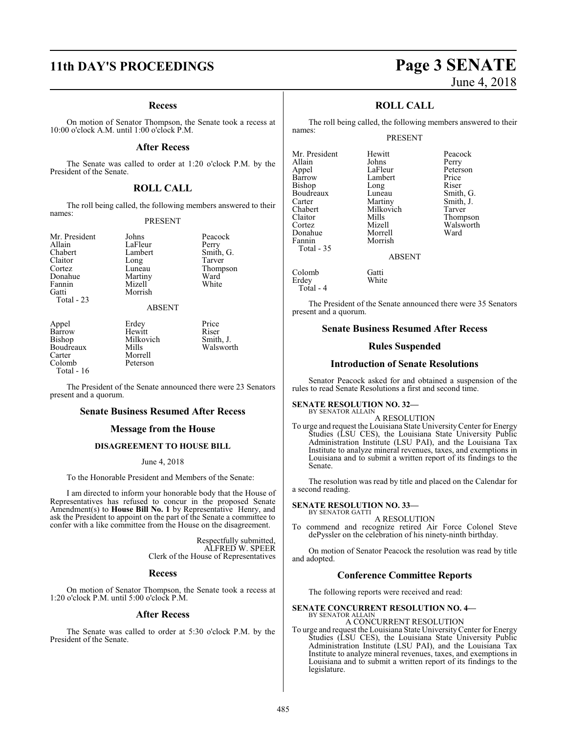## Recess

On motion of Senator Thompson, the Senate took a recess at 10:00 o'clock A.M. until 1:00 o'clock P.M.

## After Recess

The Senate was called to order at 1:20 o'clock P.M. by the President of the Senate.

## ROLL CALL

The roll being called, the following members answered to their names:

PRESENT

| | | |
|---|---|---|
| Mr. President | Johns | Peacock |
| Allain | LaFleur | Perry |
| Chabert | Lambert | Smith, G. |
| Claitor | Long | Tarver |
| Cortez | Luneau | Thompson |
| Donahue | Martiny | Ward |
| Fannin | Mizell | White |
| Gatti | Morrish | |

Total - 23

ABSENT

| | | |
|---|---|---|
| Appel | Erdey | Price |
| Barrow | Hewitt | Riser |
| Bishop | Milkovich | Smith, J. |
| Boudreaux | Mills | Walsworth |
| Carter | Morrell | |
| Colomb | Peterson | |

Total - 16

The President of the Senate announced there were 23 Senators present and a quorum.

## Senate Business Resumed After Recess

## Message from the House

### DISAGREEMENT TO HOUSE BILL

June 4, 2018

To the Honorable President and Members of the Senate:

I am directed to inform your honorable body that the House of Representatives has refused to concur in the proposed Senate Amendment(s) to **House Bill No. 1** by Representative Henry, and ask the President to appoint on the part of the Senate a committee to confer with a like committee from the House on the disagreement.

Respectfully submitted,
ALFRED W. SPEER
Clerk of the House of Representatives

## Recess

On motion of Senator Thompson, the Senate took a recess at 1:20 o'clock P.M. until 5:00 o'clock P.M.

## After Recess

The Senate was called to order at 5:30 o'clock P.M. by the President of the Senate.

## ROLL CALL

The roll being called, the following members answered to their names:

PRESENT

| | | |
|---|---|---|
| Mr. President | Hewitt | Peacock |
| Allain | Johns | Perry |
| Appel | LaFleur | Peterson |
| Barrow | Lambert | Price |
| Bishop | Long | Riser |
| Boudreaux | Luneau | Smith, G. |
| Carter | Martiny | Smith, J. |
| Chabert | Milkovich | Tarver |
| Claitor | Mills | Thompson |
| Cortez | Mizell | Walsworth |
| Donahue | Morrell | Ward |
| Fannin | Morrish | |

Total - 35

ABSENT

| | |
|---|---|
| Colomb | Gatti |
| Erdey | White |

Total - 4

The President of the Senate announced there were 35 Senators present and a quorum.

## Senate Business Resumed After Recess

## Rules Suspended

## Introduction of Senate Resolutions

Senator Peacock asked for and obtained a suspension of the rules to read Senate Resolutions a first and second time.

**SENATE RESOLUTION NO. 32—**
BY SENATOR ALLAIN

A RESOLUTION

To urge and request the Louisiana State University Center for Energy Studies (LSU CES), the Louisiana State University Public Administration Institute (LSU PAI), and the Louisiana Tax Institute to analyze mineral revenues, taxes, and exemptions in Louisiana and to submit a written report of its findings to the Senate.

The resolution was read by title and placed on the Calendar for a second reading.

**SENATE RESOLUTION NO. 33—**
BY SENATOR GATTI

A RESOLUTION

To commend and recognize retired Air Force Colonel Steve dePyssler on the celebration of his ninety-ninth birthday.

On motion of Senator Peacock the resolution was read by title and adopted.

## Conference Committee Reports

The following reports were received and read:

**SENATE CONCURRENT RESOLUTION NO. 4—**
BY SENATOR ALLAIN

A CONCURRENT RESOLUTION

To urge and request the Louisiana State University Center for Energy Studies (LSU CES), the Louisiana State University Public Administration Institute (LSU PAI), and the Louisiana Tax Institute to analyze mineral revenues, taxes, and exemptions in Louisiana and to submit a written report of its findings to the legislature.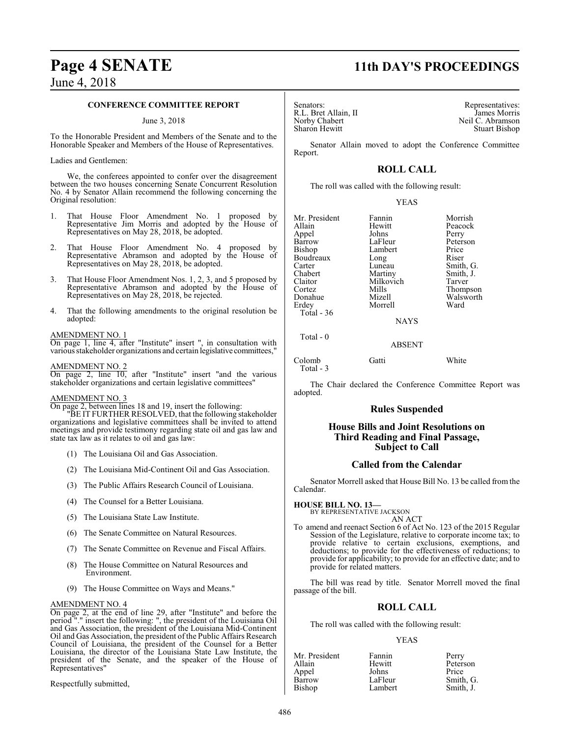## CONFERENCE COMMITTEE REPORT

June 3, 2018

To the Honorable President and Members of the Senate and to the Honorable Speaker and Members of the House of Representatives.

Ladies and Gentlemen:

We, the conferees appointed to confer over the disagreement between the two houses concerning Senate Concurrent Resolution No. 4 by Senator Allain recommend the following concerning the Original resolution:

1. That House Floor Amendment No. 1 proposed by Representative Jim Morris and adopted by the House of Representatives on May 28, 2018, be adopted.

2. That House Floor Amendment No. 4 proposed by Representative Abramson and adopted by the House of Representatives on May 28, 2018, be adopted.

3. That House Floor Amendment Nos. 1, 2, 3, and 5 proposed by Representative Abramson and adopted by the House of Representatives on May 28, 2018, be rejected.

4. That the following amendments to the original resolution be adopted:

AMENDMENT NO. 1

On page 1, line 4, after "Institute" insert ", in consultation with various stakeholder organizations and certain legislative committees,"

AMENDMENT NO. 2

On page 2, line 10, after "Institute" insert "and the various stakeholder organizations and certain legislative committees"

AMENDMENT NO. 3

On page 2, between lines 18 and 19, insert the following:

"BE IT FURTHER RESOLVED, that the following stakeholder organizations and legislative committees shall be invited to attend meetings and provide testimony regarding state oil and gas law and state tax law as it relates to oil and gas law:

(1) The Louisiana Oil and Gas Association.

(2) The Louisiana Mid-Continent Oil and Gas Association.

(3) The Public Affairs Research Council of Louisiana.

(4) The Counsel for a Better Louisiana.

(5) The Louisiana State Law Institute.

(6) The Senate Committee on Natural Resources.

(7) The Senate Committee on Revenue and Fiscal Affairs.

(8) The House Committee on Natural Resources and Environment.

(9) The House Committee on Ways and Means."

AMENDMENT NO. 4

On page 2, at the end of line 29, after "Institute" and before the period "." insert the following: ", the president of the Louisiana Oil and Gas Association, the president of the Louisiana Mid-Continent Oil and Gas Association, the president of the Public Affairs Research Council of Louisiana, the president of the Counsel for a Better Louisiana, the director of the Louisiana State Law Institute, the president of the Senate, and the speaker of the House of Representatives"

Respectfully submitted,

| Senators: | Representatives: |
|---|---|
| R.L. Bret Allain, II | James Morris |
| Norby Chabert | Neil C. Abramson |
| Sharon Hewitt | Stuart Bishop |

Senator Allain moved to adopt the Conference Committee Report.

## ROLL CALL

The roll was called with the following result:

YEAS

| | | |
|---|---|---|
| Mr. President | Fannin | Morrish |
| Allain | Hewitt | Peacock |
| Appel | Johns | Perry |
| Barrow | LaFleur | Peterson |
| Bishop | Lambert | Price |
| Boudreaux | Long | Riser |
| Carter | Luneau | Smith, G. |
| Chabert | Martiny | Smith, J. |
| Claitor | Milkovich | Tarver |
| Cortez | Mills | Thompson |
| Donahue | Mizell | Walsworth |
| Erdey | Morrell | Ward |

Total - 36

NAYS

Total - 0

ABSENT

| | | |
|---|---|---|
| Colomb | Gatti | White |

Total - 3

The Chair declared the Conference Committee Report was adopted.

## Rules Suspended

## House Bills and Joint Resolutions on Third Reading and Final Passage, Subject to Call

## Called from the Calendar

Senator Morrell asked that House Bill No. 13 be called from the Calendar.

**HOUSE BILL NO. 13—**
BY REPRESENTATIVE JACKSON

AN ACT

To amend and reenact Section 6 of Act No. 123 of the 2015 Regular Session of the Legislature, relative to corporate income tax; to provide relative to certain exclusions, exemptions, and deductions; to provide for the effectiveness of reductions; to provide for applicability; to provide for an effective date; and to provide for related matters.

The bill was read by title. Senator Morrell moved the final passage of the bill.

## ROLL CALL

The roll was called with the following result:

YEAS

| | | |
|---|---|---|
| Mr. President | Fannin | Perry |
| Allain | Hewitt | Peterson |
| Appel | Johns | Price |
| Barrow | LaFleur | Smith, G. |
| Bishop | Lambert | Smith, J. |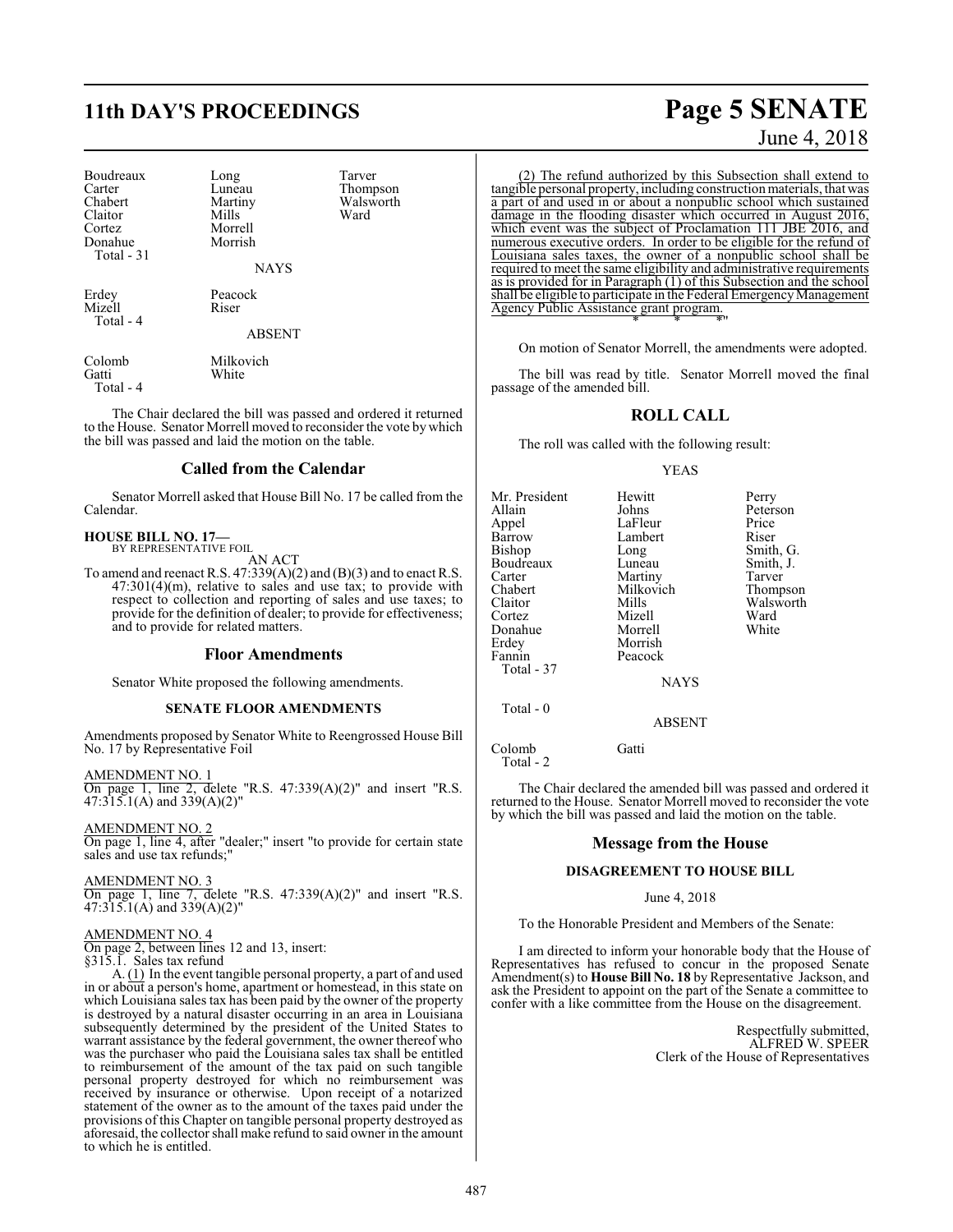| | | |
|---|---|---|
| Boudreaux | Long | Tarver |
| Carter | Luneau | Thompson |
| Chabert | Martiny | Walsworth |
| Claitor | Mills | Ward |
| Cortez | Morrell | |
| Donahue | Morrish | |
| Total - 31 | | |

NAYS

| | |
|---|---|
| Erdey | Peacock |
| Mizell | Riser |
| Total - 4 | |

ABSENT

| | |
|---|---|
| Colomb | Milkovich |
| Gatti | White |
| Total - 4 | |

The Chair declared the bill was passed and ordered it returned to the House. Senator Morrell moved to reconsider the vote by which the bill was passed and laid the motion on the table.

## Called from the Calendar

Senator Morrell asked that House Bill No. 17 be called from the Calendar.

**HOUSE BILL NO. 17—**
BY REPRESENTATIVE FOIL

AN ACT

To amend and reenact R.S. 47:339(A)(2) and (B)(3) and to enact R.S. 47:301(4)(m), relative to sales and use tax; to provide with respect to collection and reporting of sales and use taxes; to provide for the definition of dealer; to provide for effectiveness; and to provide for related matters.

## Floor Amendments

Senator White proposed the following amendments.

**SENATE FLOOR AMENDMENTS**

Amendments proposed by Senator White to Reengrossed House Bill No. 17 by Representative Foil

AMENDMENT NO. 1
On page 1, line 2, delete "R.S. 47:339(A)(2)" and insert "R.S. 47:315.1(A) and 339(A)(2)"

AMENDMENT NO. 2
On page 1, line 4, after "dealer;" insert "to provide for certain state sales and use tax refunds;"

AMENDMENT NO. 3
On page 1, line 7, delete "R.S. 47:339(A)(2)" and insert "R.S. 47:315.1(A) and 339(A)(2)"

AMENDMENT NO. 4
On page 2, between lines 12 and 13, insert:
§315.1. Sales tax refund

A. (1) In the event tangible personal property, a part of and used in or about a person's home, apartment or homestead, in this state on which Louisiana sales tax has been paid by the owner of the property is destroyed by a natural disaster occurring in an area in Louisiana subsequently determined by the president of the United States to warrant assistance by the federal government, the owner thereof who was the purchaser who paid the Louisiana sales tax shall be entitled to reimbursement of the amount of the tax paid on such tangible personal property destroyed for which no reimbursement was received by insurance or otherwise. Upon receipt of a notarized statement of the owner as to the amount of the taxes paid under the provisions of this Chapter on tangible personal property destroyed as aforesaid, the collector shall make refund to said owner in the amount to which he is entitled.

(2) The refund authorized by this Subsection shall extend to tangible personal property, including construction materials, that was a part of and used in or about a nonpublic school which sustained damage in the flooding disaster which occurred in August 2016, which event was the subject of Proclamation 111 JBE 2016, and numerous executive orders. In order to be eligible for the refund of Louisiana sales taxes, the owner of a nonpublic school shall be required to meet the same eligibility and administrative requirements as is provided for in Paragraph (1) of this Subsection and the school shall be eligible to participate in the Federal Emergency Management Agency Public Assistance grant program.

\* \* \*"

On motion of Senator Morrell, the amendments were adopted.

The bill was read by title. Senator Morrell moved the final passage of the amended bill.

## ROLL CALL

The roll was called with the following result:

YEAS

| | | |
|---|---|---|
| Mr. President | Hewitt | Perry |
| Allain | Johns | Peterson |
| Appel | LaFleur | Price |
| Barrow | Lambert | Riser |
| Bishop | Long | Smith, G. |
| Boudreaux | Luneau | Smith, J. |
| Carter | Martiny | Tarver |
| Chabert | Milkovich | Thompson |
| Claitor | Mills | Walsworth |
| Cortez | Mizell | Ward |
| Donahue | Morrell | White |
| Erdey | Morrish | |
| Fannin | Peacock | |
| Total - 37 | | |

NAYS

Total - 0

ABSENT

| | |
|---|---|
| Colomb | Gatti |
| Total - 2 | |

The Chair declared the amended bill was passed and ordered it returned to the House. Senator Morrell moved to reconsider the vote by which the bill was passed and laid the motion on the table.

## Message from the House

**DISAGREEMENT TO HOUSE BILL**

June 4, 2018

To the Honorable President and Members of the Senate:

I am directed to inform your honorable body that the House of Representatives has refused to concur in the proposed Senate Amendment(s) to **House Bill No. 18** by Representative Jackson, and ask the President to appoint on the part of the Senate a committee to confer with a like committee from the House on the disagreement.

Respectfully submitted,
ALFRED W. SPEER
Clerk of the House of Representatives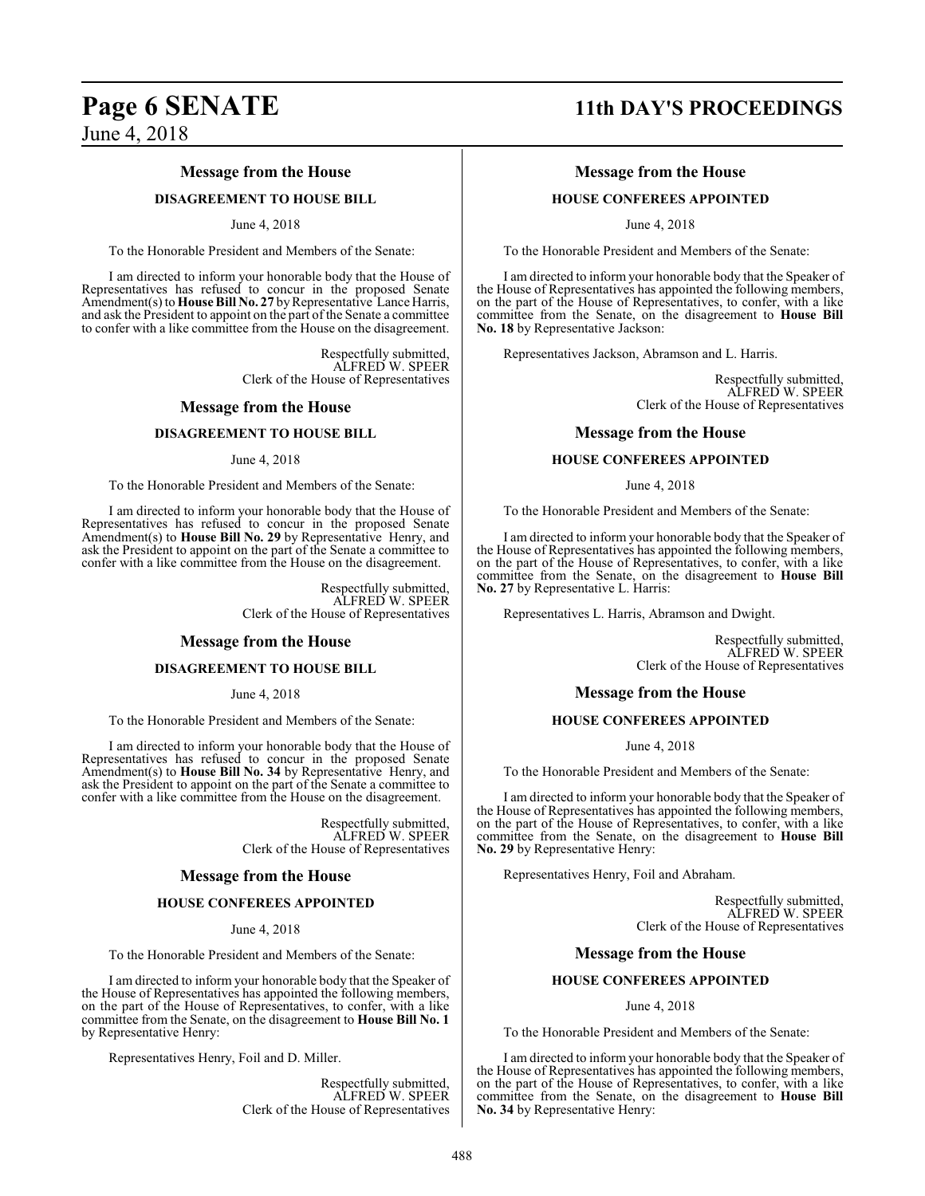### Message from the House

**DISAGREEMENT TO HOUSE BILL**

June 4, 2018

To the Honorable President and Members of the Senate:

I am directed to inform your honorable body that the House of Representatives has refused to concur in the proposed Senate Amendment(s) to **House Bill No. 27** by Representative Lance Harris, and ask the President to appoint on the part of the Senate a committee to confer with a like committee from the House on the disagreement.

Respectfully submitted,
ALFRED W. SPEER
Clerk of the House of Representatives

### Message from the House

**DISAGREEMENT TO HOUSE BILL**

June 4, 2018

To the Honorable President and Members of the Senate:

I am directed to inform your honorable body that the House of Representatives has refused to concur in the proposed Senate Amendment(s) to **House Bill No. 29** by Representative Henry, and ask the President to appoint on the part of the Senate a committee to confer with a like committee from the House on the disagreement.

Respectfully submitted,
ALFRED W. SPEER
Clerk of the House of Representatives

### Message from the House

**DISAGREEMENT TO HOUSE BILL**

June 4, 2018

To the Honorable President and Members of the Senate:

I am directed to inform your honorable body that the House of Representatives has refused to concur in the proposed Senate Amendment(s) to **House Bill No. 34** by Representative Henry, and ask the President to appoint on the part of the Senate a committee to confer with a like committee from the House on the disagreement.

Respectfully submitted,
ALFRED W. SPEER
Clerk of the House of Representatives

### Message from the House

**HOUSE CONFEREES APPOINTED**

June 4, 2018

To the Honorable President and Members of the Senate:

I am directed to inform your honorable body that the Speaker of the House of Representatives has appointed the following members, on the part of the House of Representatives, to confer, with a like committee from the Senate, on the disagreement to **House Bill No. 1** by Representative Henry:

Representatives Henry, Foil and D. Miller.

Respectfully submitted,
ALFRED W. SPEER
Clerk of the House of Representatives

### Message from the House

**HOUSE CONFEREES APPOINTED**

June 4, 2018

To the Honorable President and Members of the Senate:

I am directed to inform your honorable body that the Speaker of the House of Representatives has appointed the following members, on the part of the House of Representatives, to confer, with a like committee from the Senate, on the disagreement to **House Bill No. 18** by Representative Jackson:

Representatives Jackson, Abramson and L. Harris.

Respectfully submitted,
ALFRED W. SPEER
Clerk of the House of Representatives

### Message from the House

**HOUSE CONFEREES APPOINTED**

June 4, 2018

To the Honorable President and Members of the Senate:

I am directed to inform your honorable body that the Speaker of the House of Representatives has appointed the following members, on the part of the House of Representatives, to confer, with a like committee from the Senate, on the disagreement to **House Bill No. 27** by Representative L. Harris:

Representatives L. Harris, Abramson and Dwight.

Respectfully submitted,
ALFRED W. SPEER
Clerk of the House of Representatives

### Message from the House

**HOUSE CONFEREES APPOINTED**

June 4, 2018

To the Honorable President and Members of the Senate:

I am directed to inform your honorable body that the Speaker of the House of Representatives has appointed the following members, on the part of the House of Representatives, to confer, with a like committee from the Senate, on the disagreement to **House Bill No. 29** by Representative Henry:

Representatives Henry, Foil and Abraham.

Respectfully submitted,
ALFRED W. SPEER
Clerk of the House of Representatives

### Message from the House

**HOUSE CONFEREES APPOINTED**

June 4, 2018

To the Honorable President and Members of the Senate:

I am directed to inform your honorable body that the Speaker of the House of Representatives has appointed the following members, on the part of the House of Representatives, to confer, with a like committee from the Senate, on the disagreement to **House Bill No. 34** by Representative Henry: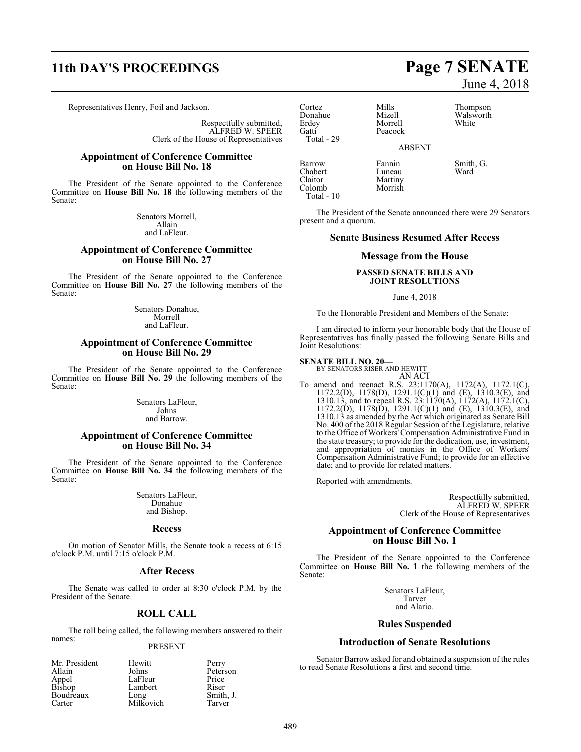Representatives Henry, Foil and Jackson.

Respectfully submitted,
ALFRED W. SPEER
Clerk of the House of Representatives

### Appointment of Conference Committee on House Bill No. 18

The President of the Senate appointed to the Conference Committee on **House Bill No. 18** the following members of the Senate:

Senators Morrell,
Allain
and LaFleur.

### Appointment of Conference Committee on House Bill No. 27

The President of the Senate appointed to the Conference Committee on **House Bill No. 27** the following members of the Senate:

Senators Donahue,
Morrell
and LaFleur.

### Appointment of Conference Committee on House Bill No. 29

The President of the Senate appointed to the Conference Committee on **House Bill No. 29** the following members of the Senate:

Senators LaFleur,
Johns
and Barrow.

### Appointment of Conference Committee on House Bill No. 34

The President of the Senate appointed to the Conference Committee on **House Bill No. 34** the following members of the Senate:

Senators LaFleur,
Donahue
and Bishop.

### Recess

On motion of Senator Mills, the Senate took a recess at 6:15 o'clock P.M. until 7:15 o'clock P.M.

### After Recess

The Senate was called to order at 8:30 o'clock P.M. by the President of the Senate.

## ROLL CALL

The roll being called, the following members answered to their names:

PRESENT

| | | |
|---|---|---|
| Mr. President | Hewitt | Perry |
| Allain | Johns | Peterson |
| Appel | LaFleur | Price |
| Bishop | Lambert | Riser |
| Boudreaux | Long | Smith, J. |
| Carter | Milkovich | Tarver |
| Cortez | Mills | Thompson |
| Donahue | Mizell | Walsworth |
| Erdey | Morrell | White |
| Gatti | Peacock | |

Total - 29

ABSENT

| | | |
|---|---|---|
| Barrow | Fannin | Smith, G. |
| Chabert | Luneau | Ward |
| Claitor | Martiny | |
| Colomb | Morrish | |

Total - 10

The President of the Senate announced there were 29 Senators present and a quorum.

### Senate Business Resumed After Recess

### Message from the House

**PASSED SENATE BILLS AND JOINT RESOLUTIONS**

June 4, 2018

To the Honorable President and Members of the Senate:

I am directed to inform your honorable body that the House of Representatives has finally passed the following Senate Bills and Joint Resolutions:

**SENATE BILL NO. 20—**
BY SENATORS RISER AND HEWITT
AN ACT

To amend and reenact R.S. 23:1170(A), 1172(A), 1172.1(C), 1172.2(D), 1178(D), 1291.1(C)(1) and (E), 1310.3(E), and 1310.13, and to repeal R.S. 23:1170(A), 1172(A), 1172.1(C), 1172.2(D), 1178(D), 1291.1(C)(1) and (E), 1310.3(E), and 1310.13 as amended by the Act which originated as Senate Bill No. 400 of the 2018 Regular Session of the Legislature, relative to the Office of Workers' Compensation Administrative Fund in the state treasury; to provide for the dedication, use, investment, and appropriation of monies in the Office of Workers' Compensation Administrative Fund; to provide for an effective date; and to provide for related matters.

Reported with amendments.

Respectfully submitted,
ALFRED W. SPEER
Clerk of the House of Representatives

### Appointment of Conference Committee on House Bill No. 1

The President of the Senate appointed to the Conference Committee on **House Bill No. 1** the following members of the Senate:

Senators LaFleur,
Tarver
and Alario.

### Rules Suspended

### Introduction of Senate Resolutions

Senator Barrow asked for and obtained a suspension of the rules to read Senate Resolutions a first and second time.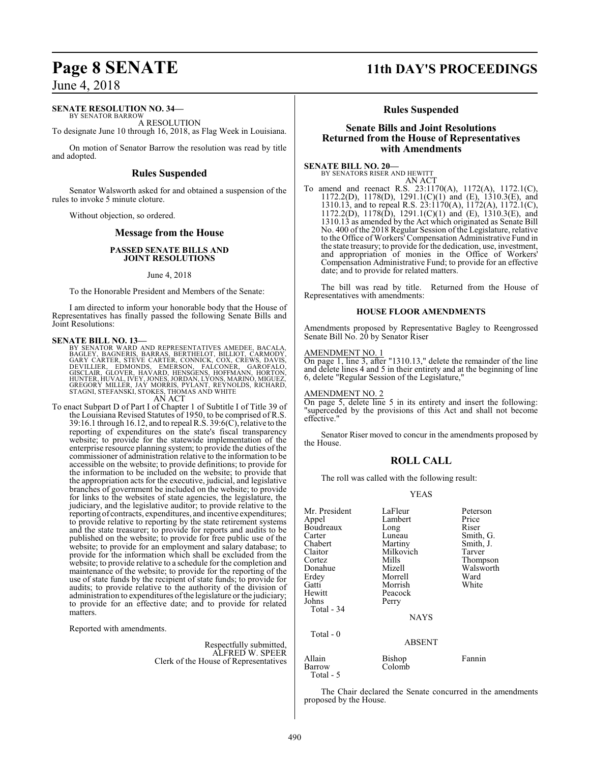**SENATE RESOLUTION NO. 34—**
BY SENATOR BARROW

A RESOLUTION

To designate June 10 through 16, 2018, as Flag Week in Louisiana.

On motion of Senator Barrow the resolution was read by title and adopted.

## Rules Suspended

Senator Walsworth asked for and obtained a suspension of the rules to invoke 5 minute cloture.

Without objection, so ordered.

## Message from the House

**PASSED SENATE BILLS AND JOINT RESOLUTIONS**

June 4, 2018

To the Honorable President and Members of the Senate:

I am directed to inform your honorable body that the House of Representatives has finally passed the following Senate Bills and Joint Resolutions:

**SENATE BILL NO. 13—**
BY SENATOR WARD AND REPRESENTATIVES AMEDEE, BACALA, BAGLEY, BAGNERIS, BARRAS, BERTHELOT, BILLIOT, CARMODY, GARY CARTER, STEVE CARTER, CONNICK, COX, CREWS, DAVIS, DEVILLIER, EDMONDS, EMERSON, FALCONER, GAROFALO, GISCLAIR, GLOVER, HAVARD, HENSGENS, HOFFMANN, HORTON, HUNTER, HUVAL, IVEY, JONES, JORDAN, LYONS, MARINO, MIGUEZ, GREGORY MILLER, JAY MORRIS, PYLANT, REYNOLDS, RICHARD, STAGNI, STEFANSKI, STOKES, THOMAS AND WHITE

AN ACT

To enact Subpart D of Part I of Chapter 1 of Subtitle I of Title 39 of the Louisiana Revised Statutes of 1950, to be comprised of R.S. 39:16.1 through 16.12, and to repeal R.S. 39:6(C), relative to the reporting of expenditures on the state's fiscal transparency website; to provide for the statewide implementation of the enterprise resource planning system; to provide the duties of the commissioner of administration relative to the information to be accessible on the website; to provide definitions; to provide for the information to be included on the website; to provide that the appropriation acts for the executive, judicial, and legislative branches of government be included on the website; to provide for links to the websites of state agencies, the legislature, the judiciary, and the legislative auditor; to provide relative to the reporting of contracts, expenditures, and incentive expenditures; to provide relative to reporting by the state retirement systems and the state treasurer; to provide for reports and audits to be published on the website; to provide for free public use of the website; to provide for an employment and salary database; to provide for the information which shall be excluded from the website; to provide relative to a schedule for the completion and maintenance of the website; to provide for the reporting of the use of state funds by the recipient of state funds; to provide for audits; to provide relative to the authority of the division of administration to expenditures of the legislature or the judiciary; to provide for an effective date; and to provide for related matters.

Reported with amendments.

Respectfully submitted,
ALFRED W. SPEER
Clerk of the House of Representatives

## Rules Suspended

### Senate Bills and Joint Resolutions Returned from the House of Representatives with Amendments

**SENATE BILL NO. 20—**
BY SENATORS RISER AND HEWITT

AN ACT

To amend and reenact R.S. 23:1170(A), 1172(A), 1172.1(C), 1172.2(D), 1178(D), 1291.1(C)(1) and (E), 1310.3(E), and 1310.13, and to repeal R.S. 23:1170(A), 1172(A), 1172.1(C), 1172.2(D), 1178(D), 1291.1(C)(1) and (E), 1310.3(E), and 1310.13 as amended by the Act which originated as Senate Bill No. 400 of the 2018 Regular Session of the Legislature, relative to the Office of Workers' Compensation Administrative Fund in the state treasury; to provide for the dedication, use, investment, and appropriation of monies in the Office of Workers' Compensation Administrative Fund; to provide for an effective date; and to provide for related matters.

The bill was read by title. Returned from the House of Representatives with amendments:

**HOUSE FLOOR AMENDMENTS**

Amendments proposed by Representative Bagley to Reengrossed Senate Bill No. 20 by Senator Riser

AMENDMENT NO. 1

On page 1, line 3, after "1310.13," delete the remainder of the line and delete lines 4 and 5 in their entirety and at the beginning of line 6, delete "Regular Session of the Legislature,"

AMENDMENT NO. 2

On page 5, delete line 5 in its entirety and insert the following: "superceded by the provisions of this Act and shall not become effective."

Senator Riser moved to concur in the amendments proposed by the House.

## ROLL CALL

The roll was called with the following result:

YEAS

| | | |
|---|---|---|
| Mr. President | LaFleur | Peterson |
| Appel | Lambert | Price |
| Boudreaux | Long | Riser |
| Carter | Luneau | Smith, G. |
| Chabert | Martiny | Smith, J. |
| Claitor | Milkovich | Tarver |
| Cortez | Mills | Thompson |
| Donahue | Mizell | Walsworth |
| Erdey | Morrell | Ward |
| Gatti | Morrish | White |
| Hewitt | Peacock | |
| Johns | Perry | |

Total - 34

NAYS

Total - 0

ABSENT

| | | |
|---|---|---|
| Allain | Bishop | Fannin |
| Barrow | Colomb | |

Total - 5

The Chair declared the Senate concurred in the amendments proposed by the House.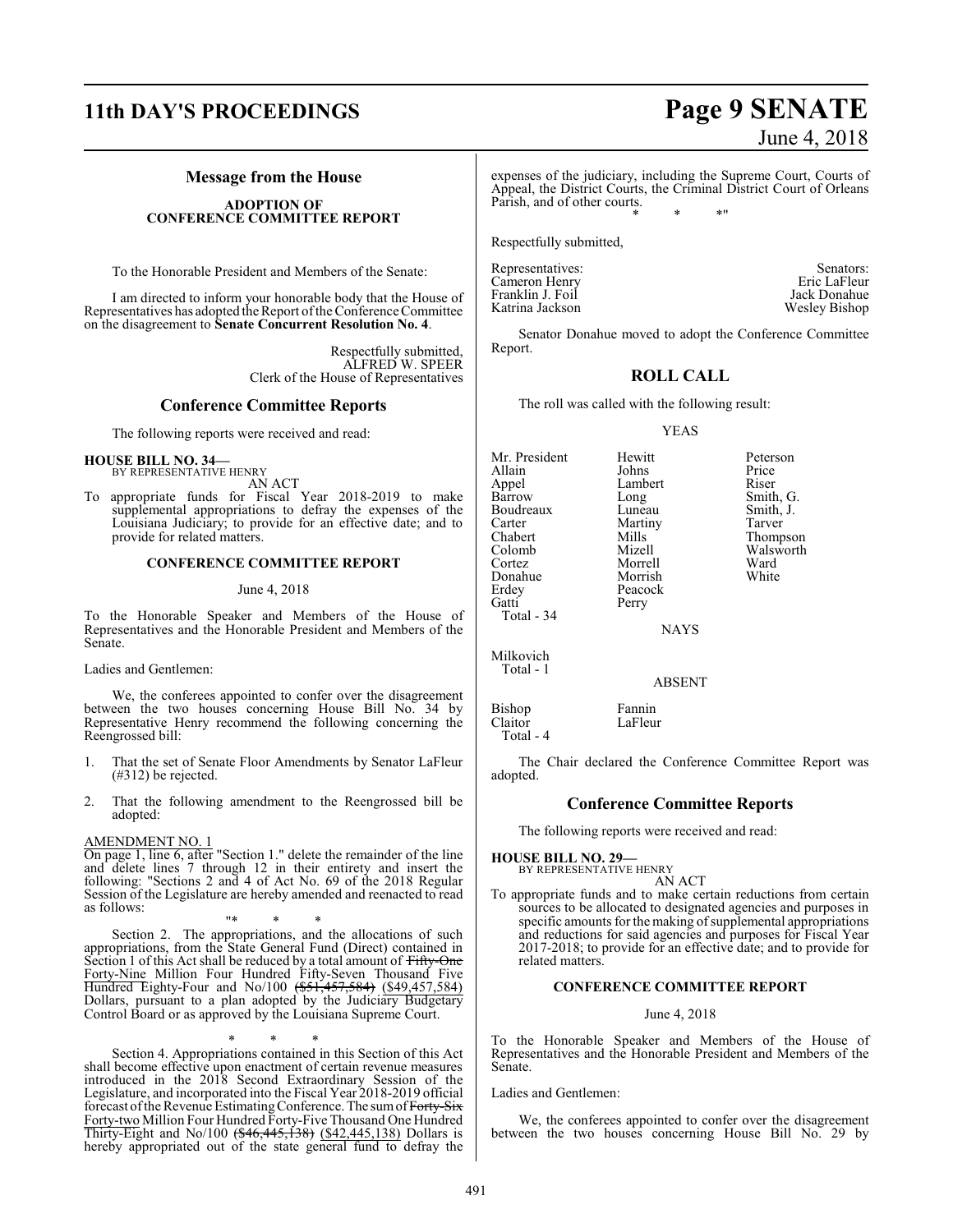## Message from the House

**ADOPTION OF CONFERENCE COMMITTEE REPORT**

To the Honorable President and Members of the Senate:

I am directed to inform your honorable body that the House of Representatives has adopted the Report of the Conference Committee on the disagreement to **Senate Concurrent Resolution No. 4**.

Respectfully submitted,
ALFRED W. SPEER
Clerk of the House of Representatives

## Conference Committee Reports

The following reports were received and read:

**HOUSE BILL NO. 34—**
BY REPRESENTATIVE HENRY
AN ACT

To appropriate funds for Fiscal Year 2018-2019 to make supplemental appropriations to defray the expenses of the Louisiana Judiciary; to provide for an effective date; and to provide for related matters.

**CONFERENCE COMMITTEE REPORT**

June 4, 2018

To the Honorable Speaker and Members of the House of Representatives and the Honorable President and Members of the Senate.

Ladies and Gentlemen:

We, the conferees appointed to confer over the disagreement between the two houses concerning House Bill No. 34 by Representative Henry recommend the following concerning the Reengrossed bill:

1. That the set of Senate Floor Amendments by Senator LaFleur (#312) be rejected.

2. That the following amendment to the Reengrossed bill be adopted:

AMENDMENT NO. 1

On page 1, line 6, after "Section 1." delete the remainder of the line and delete lines 7 through 12 in their entirety and insert the following: "Sections 2 and 4 of Act No. 69 of the 2018 Regular Session of the Legislature are hereby amended and reenacted to read as follows:

"* * *

Section 2. The appropriations, and the allocations of such appropriations, from the State General Fund (Direct) contained in Section 1 of this Act shall be reduced by a total amount of ~~Fifty-One~~ Forty-Nine Million Four Hundred Fifty-Seven Thousand Five Hundred Eighty-Four and No/100 ~~($51,457,584)~~ ($49,457,584) Dollars, pursuant to a plan adopted by the Judiciary Budgetary Control Board or as approved by the Louisiana Supreme Court.

\* \* \*

Section 4. Appropriations contained in this Section of this Act shall become effective upon enactment of certain revenue measures introduced in the 2018 Second Extraordinary Session of the Legislature, and incorporated into the Fiscal Year 2018-2019 official forecast of the Revenue Estimating Conference. The sum of ~~Forty-Six~~ Forty-two Million Four Hundred Forty-Five Thousand One Hundred Thirty-Eight and No/100 ~~($46,445,138)~~ ($42,445,138) Dollars is hereby appropriated out of the state general fund to defray the expenses of the judiciary, including the Supreme Court, Courts of Appeal, the District Courts, the Criminal District Court of Orleans Parish, and of other courts.

\* \* \*"

Respectfully submitted,

| Representatives: | Senators: |
|---|---|
| Cameron Henry | Eric LaFleur |
| Franklin J. Foil | Jack Donahue |
| Katrina Jackson | Wesley Bishop |

Senator Donahue moved to adopt the Conference Committee Report.

## ROLL CALL

The roll was called with the following result:

YEAS

| | | |
|---|---|---|
| Mr. President | Hewitt | Peterson |
| Allain | Johns | Price |
| Appel | Lambert | Riser |
| Barrow | Long | Smith, G. |
| Boudreaux | Luneau | Smith, J. |
| Carter | Martiny | Tarver |
| Chabert | Mills | Thompson |
| Colomb | Mizell | Walsworth |
| Cortez | Morrell | Ward |
| Donahue | Morrish | White |
| Erdey | Peacock | |
| Gatti | Perry | |

Total - 34

NAYS

Milkovich

Total - 1

ABSENT

| | |
|---|---|
| Bishop | Fannin |
| Claitor | LaFleur |

Total - 4

The Chair declared the Conference Committee Report was adopted.

## Conference Committee Reports

The following reports were received and read:

**HOUSE BILL NO. 29—**
BY REPRESENTATIVE HENRY
AN ACT

To appropriate funds and to make certain reductions from certain sources to be allocated to designated agencies and purposes in specific amounts for the making of supplemental appropriations and reductions for said agencies and purposes for Fiscal Year 2017-2018; to provide for an effective date; and to provide for related matters.

**CONFERENCE COMMITTEE REPORT**

June 4, 2018

To the Honorable Speaker and Members of the House of Representatives and the Honorable President and Members of the Senate.

Ladies and Gentlemen:

We, the conferees appointed to confer over the disagreement between the two houses concerning House Bill No. 29 by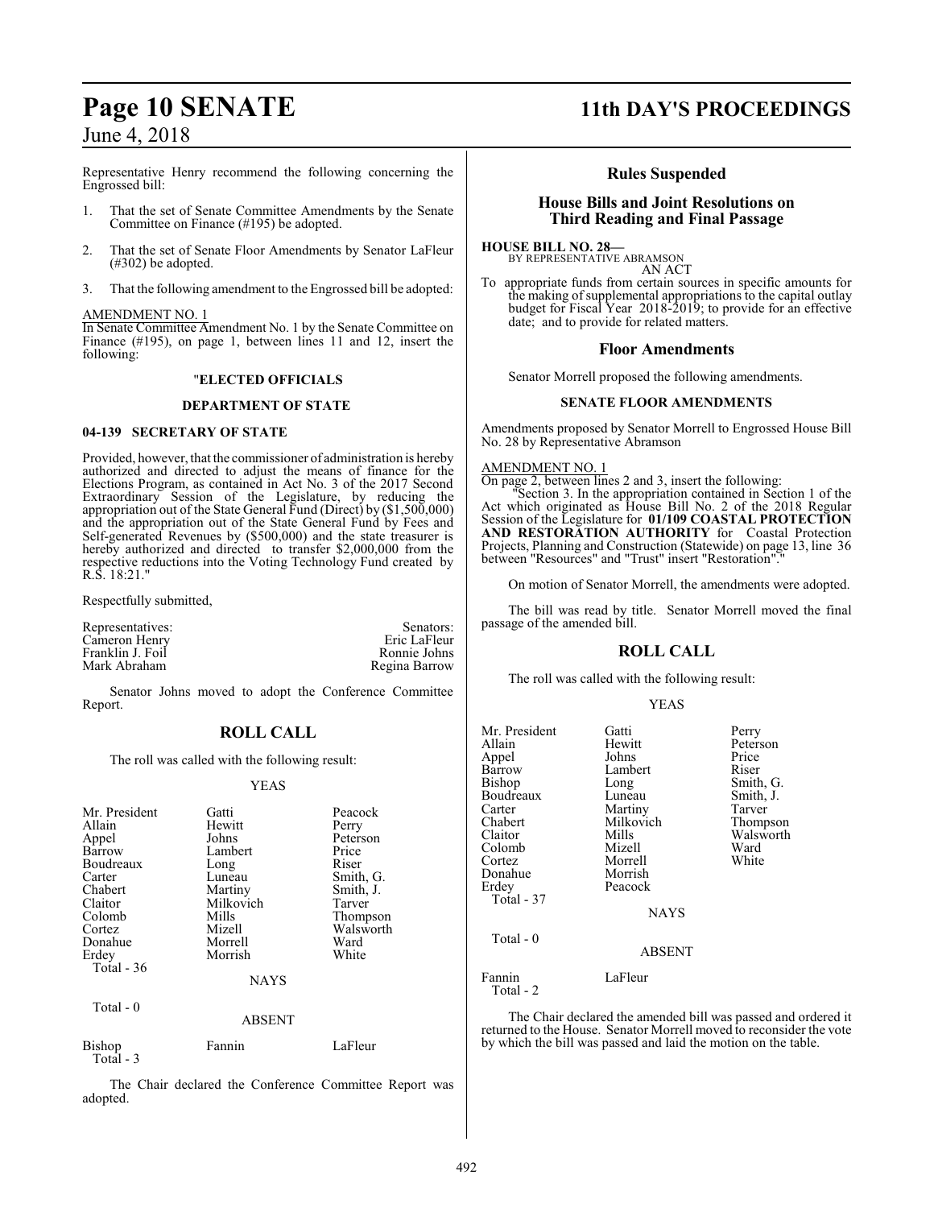Representative Henry recommend the following concerning the Engrossed bill:

1. That the set of Senate Committee Amendments by the Senate Committee on Finance (#195) be adopted.

2. That the set of Senate Floor Amendments by Senator LaFleur (#302) be adopted.

3. That the following amendment to the Engrossed bill be adopted:

AMENDMENT NO. 1

In Senate Committee Amendment No. 1 by the Senate Committee on Finance (#195), on page 1, between lines 11 and 12, insert the following:

"**ELECTED OFFICIALS**

**DEPARTMENT OF STATE**

**04-139 SECRETARY OF STATE**

Provided, however, that the commissioner of administration is hereby authorized and directed to adjust the means of finance for the Elections Program, as contained in Act No. 3 of the 2017 Second Extraordinary Session of the Legislature, by reducing the appropriation out of the State General Fund (Direct) by ($1,500,000) and the appropriation out of the State General Fund by Fees and Self-generated Revenues by ($500,000) and the state treasurer is hereby authorized and directed to transfer $2,000,000 from the respective reductions into the Voting Technology Fund created by R.S. 18:21."

Respectfully submitted,

| Representatives: | Senators: |
|---|---|
| Cameron Henry | Eric LaFleur |
| Franklin J. Foil | Ronnie Johns |
| Mark Abraham | Regina Barrow |

Senator Johns moved to adopt the Conference Committee Report.

## ROLL CALL

The roll was called with the following result:

YEAS

| | | |
|---|---|---|
| Mr. President | Gatti | Peacock |
| Allain | Hewitt | Perry |
| Appel | Johns | Peterson |
| Barrow | Lambert | Price |
| Boudreaux | Long | Riser |
| Carter | Luneau | Smith, G. |
| Chabert | Martiny | Smith, J. |
| Claitor | Milkovich | Tarver |
| Colomb | Mills | Thompson |
| Cortez | Mizell | Walsworth |
| Donahue | Morrell | Ward |
| Erdey | Morrish | White |

Total - 36

NAYS

Total - 0

ABSENT

| | | |
|---|---|---|
| Bishop | Fannin | LaFleur |

Total - 3

The Chair declared the Conference Committee Report was adopted.

## Rules Suspended

### House Bills and Joint Resolutions on Third Reading and Final Passage

**HOUSE BILL NO. 28—**
BY REPRESENTATIVE ABRAMSON
AN ACT

To appropriate funds from certain sources in specific amounts for the making of supplemental appropriations to the capital outlay budget for Fiscal Year 2018-2019; to provide for an effective date; and to provide for related matters.

### Floor Amendments

Senator Morrell proposed the following amendments.

**SENATE FLOOR AMENDMENTS**

Amendments proposed by Senator Morrell to Engrossed House Bill No. 28 by Representative Abramson

AMENDMENT NO. 1

On page 2, between lines 2 and 3, insert the following:

"Section 3. In the appropriation contained in Section 1 of the Act which originated as House Bill No. 2 of the 2018 Regular Session of the Legislature for **01/109 COASTAL PROTECTION AND RESTORATION AUTHORITY** for Coastal Protection Projects, Planning and Construction (Statewide) on page 13, line 36 between "Resources" and "Trust" insert "Restoration"."

On motion of Senator Morrell, the amendments were adopted.

The bill was read by title. Senator Morrell moved the final passage of the amended bill.

## ROLL CALL

The roll was called with the following result:

YEAS

| | | |
|---|---|---|
| Mr. President | Gatti | Perry |
| Allain | Hewitt | Peterson |
| Appel | Johns | Price |
| Barrow | Lambert | Riser |
| Bishop | Long | Smith, G. |
| Boudreaux | Luneau | Smith, J. |
| Carter | Martiny | Tarver |
| Chabert | Milkovich | Thompson |
| Claitor | Mills | Walsworth |
| Colomb | Mizell | Ward |
| Cortez | Morrell | White |
| Donahue | Morrish | |
| Erdey | Peacock | |

Total - 37

NAYS

Total - 0

ABSENT

| | |
|---|---|
| Fannin | LaFleur |

Total - 2

The Chair declared the amended bill was passed and ordered it returned to the House. Senator Morrell moved to reconsider the vote by which the bill was passed and laid the motion on the table.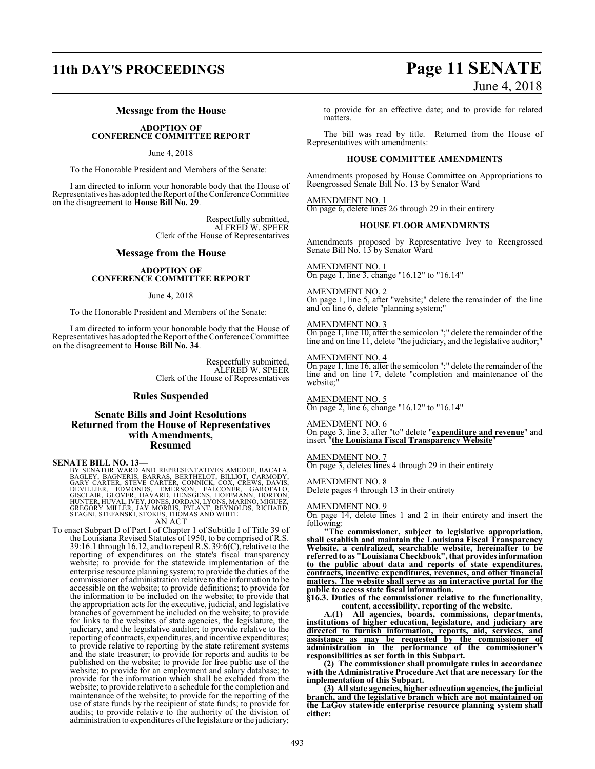## Message from the House

### ADOPTION OF CONFERENCE COMMITTEE REPORT

June 4, 2018

To the Honorable President and Members of the Senate:

I am directed to inform your honorable body that the House of Representatives has adopted the Report of the Conference Committee on the disagreement to **House Bill No. 29**.

Respectfully submitted,
ALFRED W. SPEER
Clerk of the House of Representatives

## Message from the House

### ADOPTION OF CONFERENCE COMMITTEE REPORT

June 4, 2018

To the Honorable President and Members of the Senate:

I am directed to inform your honorable body that the House of Representatives has adopted the Report of the Conference Committee on the disagreement to **House Bill No. 34**.

Respectfully submitted,
ALFRED W. SPEER
Clerk of the House of Representatives

## Rules Suspended

## Senate Bills and Joint Resolutions Returned from the House of Representatives with Amendments, Resumed

**SENATE BILL NO. 13—**
BY SENATOR WARD AND REPRESENTATIVES AMEDEE, BACALA, BAGLEY, BAGNERIS, BARRAS, BERTHELOT, BILLIOT, CARMODY, GARY CARTER, STEVE CARTER, CONNICK, COX, CREWS, DAVIS, DEVILLIER, EDMONDS, EMERSON, FALCONER, GAROFALO, GISCLAIR, GLOVER, HAVARD, HENSGENS, HOFFMANN, HORTON, HUNTER, HUVAL, IVEY, JONES, JORDAN, LYONS, MARINO, MIGUEZ, GREGORY MILLER, JAY MORRIS, PYLANT, REYNOLDS, RICHARD, STAGNI, STEFANSKI, STOKES, THOMAS AND WHITE

AN ACT

To enact Subpart D of Part I of Chapter 1 of Subtitle I of Title 39 of the Louisiana Revised Statutes of 1950, to be comprised of R.S. 39:16.1 through 16.12, and to repeal R.S. 39:6(C), relative to the reporting of expenditures on the state's fiscal transparency website; to provide for the statewide implementation of the enterprise resource planning system; to provide the duties of the commissioner of administration relative to the information to be accessible on the website; to provide definitions; to provide for the information to be included on the website; to provide that the appropriation acts for the executive, judicial, and legislative branches of government be included on the website; to provide for links to the websites of state agencies, the legislature, the judiciary, and the legislative auditor; to provide relative to the reporting of contracts, expenditures, and incentive expenditures; to provide relative to reporting by the state retirement systems and the state treasurer; to provide for reports and audits to be published on the website; to provide for free public use of the website; to provide for an employment and salary database; to provide for the information which shall be excluded from the website; to provide relative to a schedule for the completion and maintenance of the website; to provide for the reporting of the use of state funds by the recipient of state funds; to provide for audits; to provide relative to the authority of the division of administration to expenditures of the legislature or the judiciary; to provide for an effective date; and to provide for related matters.

The bill was read by title. Returned from the House of Representatives with amendments:

### HOUSE COMMITTEE AMENDMENTS

Amendments proposed by House Committee on Appropriations to Reengrossed Senate Bill No. 13 by Senator Ward

AMENDMENT NO. 1
On page 6, delete lines 26 through 29 in their entirety

### HOUSE FLOOR AMENDMENTS

Amendments proposed by Representative Ivey to Reengrossed Senate Bill No. 13 by Senator Ward

AMENDMENT NO. 1
On page 1, line 3, change "16.12" to "16.14"

AMENDMENT NO. 2
On page 1, line 5, after "website;" delete the remainder of the line and on line 6, delete "planning system;"

AMENDMENT NO. 3
On page 1, line 10, after the semicolon ";" delete the remainder of the line and on line 11, delete "the judiciary, and the legislative auditor;"

AMENDMENT NO. 4
On page 1, line 16, after the semicolon ";" delete the remainder of the line and on line 17, delete "completion and maintenance of the website;"

AMENDMENT NO. 5
On page 2, line 6, change "16.12" to "16.14"

AMENDMENT NO. 6
On page 3, line 3, after "to" delete "**expenditure and revenue**" and insert "**the Louisiana Fiscal Transparency Website**"

AMENDMENT NO. 7
On page 3, deletes lines 4 through 29 in their entirety

AMENDMENT NO. 8
Delete pages 4 through 13 in their entirety

AMENDMENT NO. 9
On page 14, delete lines 1 and 2 in their entirety and insert the following:

**"The commissioner, subject to legislative appropriation, shall establish and maintain the Louisiana Fiscal Transparency Website, a centralized, searchable website, hereinafter to be referred to as "Louisiana Checkbook", that provides information to the public about data and reports of state expenditures, contracts, incentive expenditures, revenues, and other financial matters. The website shall serve as an interactive portal for the public to access state fiscal information.**

**§16.3. Duties of the commissioner relative to the functionality, content, accessibility, reporting of the website.**

**A.(1) All agencies, boards, commissions, departments, institutions of higher education, legislature, and judiciary are directed to furnish information, reports, aid, services, and assistance as may be requested by the commissioner of administration in the performance of the commissioner's responsibilities as set forth in this Subpart.**

**(2) The commissioner shall promulgate rules in accordance with the Administrative Procedure Act that are necessary for the implementation of this Subpart.**

**(3) All state agencies, higher education agencies, the judicial branch, and the legislative branch which are not maintained on the LaGov statewide enterprise resource planning system shall either:**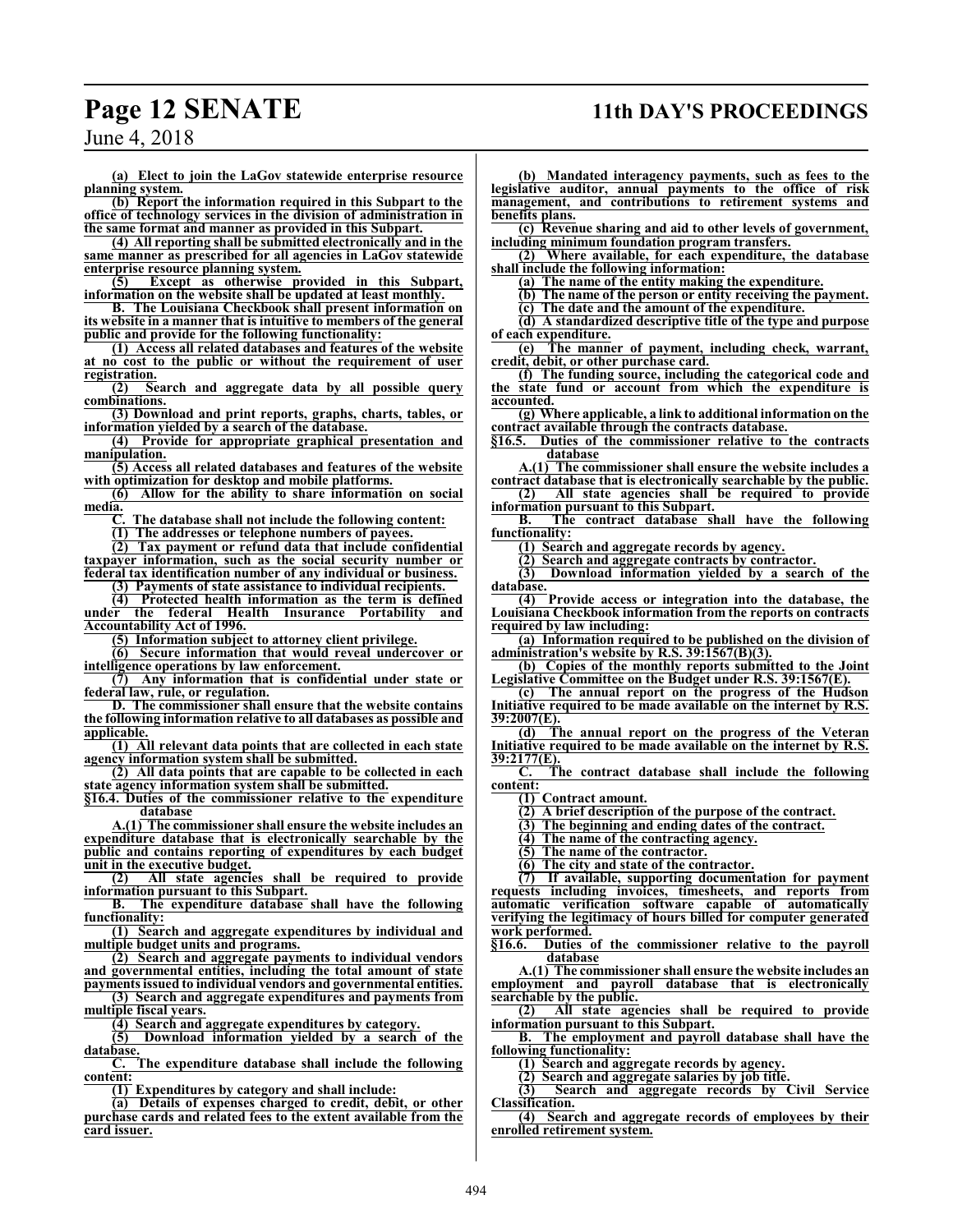(a) Elect to join the LaGov statewide enterprise resource planning system.

(b) Report the information required in this Subpart to the office of technology services in the division of administration in the same format and manner as provided in this Subpart.

(4) All reporting shall be submitted electronically and in the same manner as prescribed for all agencies in LaGov statewide enterprise resource planning system.

(5) Except as otherwise provided in this Subpart, information on the website shall be updated at least monthly.

B. The Louisiana Checkbook shall present information on its website in a manner that is intuitive to members of the general public and provide for the following functionality:

(1) Access all related databases and features of the website at no cost to the public or without the requirement of user registration.

(2) Search and aggregate data by all possible query combinations.

(3) Download and print reports, graphs, charts, tables, or information yielded by a search of the database.

(4) Provide for appropriate graphical presentation and manipulation.

(5) Access all related databases and features of the website with optimization for desktop and mobile platforms.

(6) Allow for the ability to share information on social media.

C. The database shall not include the following content:

(1) The addresses or telephone numbers of payees.

(2) Tax payment or refund data that include confidential taxpayer information, such as the social security number or federal tax identification number of any individual or business.

(3) Payments of state assistance to individual recipients.

(4) Protected health information as the term is defined under the federal Health Insurance Portability and Accountability Act of 1996.

(5) Information subject to attorney client privilege.

(6) Secure information that would reveal undercover or intelligence operations by law enforcement.

(7) Any information that is confidential under state or federal law, rule, or regulation.

D. The commissioner shall ensure that the website contains the following information relative to all databases as possible and applicable.

(1) All relevant data points that are collected in each state agency information system shall be submitted.

(2) All data points that are capable to be collected in each state agency information system shall be submitted.

§16.4. Duties of the commissioner relative to the expenditure database

A.(1) The commissioner shall ensure the website includes an expenditure database that is electronically searchable by the public and contains reporting of expenditures by each budget unit in the executive budget.

(2) All state agencies shall be required to provide information pursuant to this Subpart.

B. The expenditure database shall have the following functionality:

(1) Search and aggregate expenditures by individual and multiple budget units and programs.

(2) Search and aggregate payments to individual vendors and governmental entities, including the total amount of state payments issued to individual vendors and governmental entities.

(3) Search and aggregate expenditures and payments from multiple fiscal years.

(4) Search and aggregate expenditures by category.

(5) Download information yielded by a search of the database.

C. The expenditure database shall include the following content:

(1) Expenditures by category and shall include:

(a) Details of expenses charged to credit, debit, or other purchase cards and related fees to the extent available from the card issuer.

(b) Mandated interagency payments, such as fees to the legislative auditor, annual payments to the office of risk management, and contributions to retirement systems and benefits plans.

(c) Revenue sharing and aid to other levels of government, including minimum foundation program transfers.

(2) Where available, for each expenditure, the database shall include the following information:

(a) The name of the entity making the expenditure.

(b) The name of the person or entity receiving the payment.

(c) The date and the amount of the expenditure.

(d) A standardized descriptive title of the type and purpose of each expenditure.

(e) The manner of payment, including check, warrant, credit, debit, or other purchase card.

(f) The funding source, including the categorical code and the state fund or account from which the expenditure is accounted.

(g) Where applicable, a link to additional information on the contract available through the contracts database.

§16.5. Duties of the commissioner relative to the contracts database

A.(1) The commissioner shall ensure the website includes a contract database that is electronically searchable by the public.

(2) All state agencies shall be required to provide information pursuant to this Subpart.

B. The contract database shall have the following functionality:

(1) Search and aggregate records by agency.

(2) Search and aggregate contracts by contractor.

(3) Download information yielded by a search of the database.

(4) Provide access or integration into the database, the Louisiana Checkbook information from the reports on contracts required by law including:

(a) Information required to be published on the division of administration's website by R.S. 39:1567(B)(3).

(b) Copies of the monthly reports submitted to the Joint Legislative Committee on the Budget under R.S. 39:1567(E).

(c) The annual report on the progress of the Hudson Initiative required to be made available on the internet by R.S. 39:2007(E).

(d) The annual report on the progress of the Veteran Initiative required to be made available on the internet by R.S. 39:2177(E).

C. The contract database shall include the following content:

(1) Contract amount.

(2) A brief description of the purpose of the contract.

(3) The beginning and ending dates of the contract.

(4) The name of the contracting agency.

(5) The name of the contractor.

(6) The city and state of the contractor.

(7) If available, supporting documentation for payment requests including invoices, timesheets, and reports from automatic verification software capable of automatically verifying the legitimacy of hours billed for computer generated work performed.

§16.6. Duties of the commissioner relative to the payroll database

A.(1) The commissioner shall ensure the website includes an employment and payroll database that is electronically searchable by the public.

(2) All state agencies shall be required to provide information pursuant to this Subpart.

B. The employment and payroll database shall have the following functionality:

(1) Search and aggregate records by agency.

(2) Search and aggregate salaries by job title.

(3) Search and aggregate records by Civil Service Classification.

(4) Search and aggregate records of employees by their enrolled retirement system.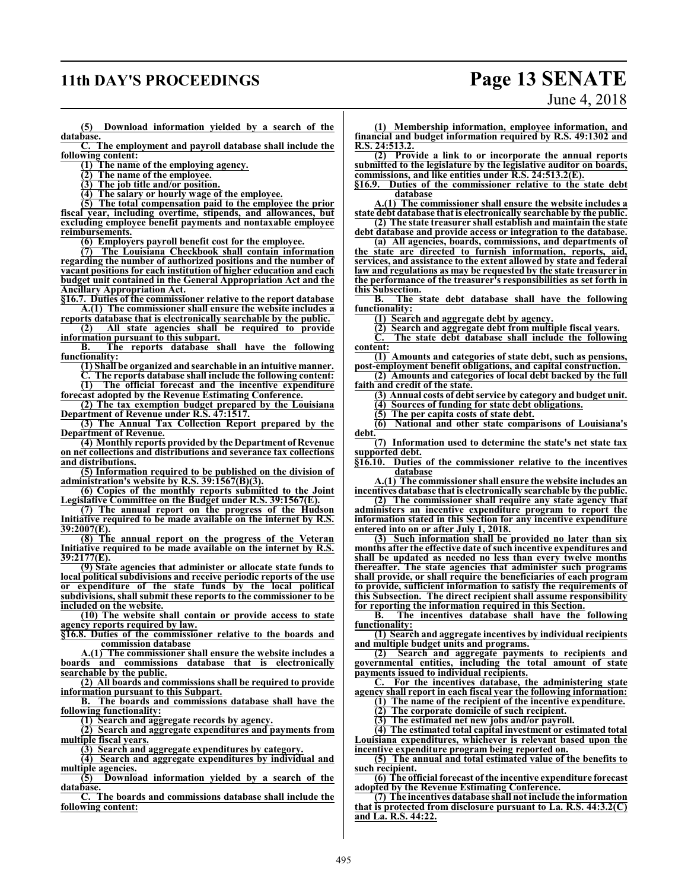**(5) Download information yielded by a search of the database.**

**C. The employment and payroll database shall include the following content:**

**(1) The name of the employing agency.**

**(2) The name of the employee.**

**(3) The job title and/or position.**

**(4) The salary or hourly wage of the employee.**

**(5) The total compensation paid to the employee the prior fiscal year, including overtime, stipends, and allowances, but excluding employee benefit payments and nontaxable employee reimbursements.**

**(6) Employers payroll benefit cost for the employee.**

**(7) The Louisiana Checkbook shall contain information regarding the number of authorized positions and the number of vacant positions for each institution of higher education and each budget unit contained in the General Appropriation Act and the Ancillary Appropriation Act.**

**§16.7. Duties of the commissioner relative to the report database**

**A.(1) The commissioner shall ensure the website includes a reports database that is electronically searchable by the public.**

**(2) All state agencies shall be required to provide information pursuant to this subpart.**

**B. The reports database shall have the following functionality:**

**(1) Shall be organized and searchable in an intuitive manner.**

**C. The reports database shall include the following content:**

**(1) The official forecast and the incentive expenditure forecast adopted by the Revenue Estimating Conference.**

**(2) The tax exemption budget prepared by the Louisiana Department of Revenue under R.S. 47:1517.**

**(3) The Annual Tax Collection Report prepared by the Department of Revenue.**

**(4) Monthly reports provided by the Department of Revenue on net collections and distributions and severance tax collections and distributions.**

**(5) Information required to be published on the division of administration's website by R.S. 39:1567(B)(3).**

**(6) Copies of the monthly reports submitted to the Joint Legislative Committee on the Budget under R.S. 39:1567(E).**

**(7) The annual report on the progress of the Hudson Initiative required to be made available on the internet by R.S. 39:2007(E).**

**(8) The annual report on the progress of the Veteran Initiative required to be made available on the internet by R.S. 39:2177(E).**

**(9) State agencies that administer or allocate state funds to local political subdivisions and receive periodic reports of the use or expenditure of the state funds by the local political subdivisions, shall submit these reports to the commissioner to be included on the website.**

**(10) The website shall contain or provide access to state agency reports required by law.**

**§16.8. Duties of the commissioner relative to the boards and commission database**

**A.(1) The commissioner shall ensure the website includes a boards and commissions database that is electronically searchable by the public.**

**(2) All boards and commissions shall be required to provide information pursuant to this Subpart.**

**B. The boards and commissions database shall have the following functionality:**

**(1) Search and aggregate records by agency.**

**(2) Search and aggregate expenditures and payments from multiple fiscal years.**

**(3) Search and aggregate expenditures by category.**

**(4) Search and aggregate expenditures by individual and multiple agencies.**

**(5) Download information yielded by a search of the database.**

**C. The boards and commissions database shall include the following content:**

**(1) Membership information, employee information, and financial and budget information required by R.S. 49:1302 and R.S. 24:513.2.**

**(2) Provide a link to or incorporate the annual reports submitted to the legislature by the legislative auditor on boards, commissions, and like entities under R.S. 24:513.2(E).**

**§16.9. Duties of the commissioner relative to the state debt database**

**A.(1) The commissioner shall ensure the website includes a state debt database that is electronically searchable by the public.**

**(2) The state treasurer shall establish and maintain the state debt database and provide access or integration to the database.**

**(a) All agencies, boards, commissions, and departments of the state are directed to furnish information, reports, aid, services, and assistance to the extent allowed by state and federal law and regulations as may be requested by the state treasurer in the performance of the treasurer's responsibilities as set forth in this Subsection.**

**B. The state debt database shall have the following functionality:**

**(1) Search and aggregate debt by agency.**

**(2) Search and aggregate debt from multiple fiscal years.**

**C. The state debt database shall include the following content:**

**(1) Amounts and categories of state debt, such as pensions, post-employment benefit obligations, and capital construction.**

**(2) Amounts and categories of local debt backed by the full faith and credit of the state.**

**(3) Annual costs of debt service by category and budget unit.**

**(4) Sources of funding for state debt obligations.**

**(5) The per capita costs of state debt.**

**(6) National and other state comparisons of Louisiana's debt.**

**(7) Information used to determine the state's net state tax supported debt.**

**§16.10. Duties of the commissioner relative to the incentives database**

**A.(1) The commissioner shall ensure the website includes an incentives database that is electronically searchable by the public.**

**(2) The commissioner shall require any state agency that administers an incentive expenditure program to report the information stated in this Section for any incentive expenditure entered into on or after July 1, 2018.**

**(3) Such information shall be provided no later than six months after the effective date of such incentive expenditures and shall be updated as needed no less than every twelve months thereafter. The state agencies that administer such programs shall provide, or shall require the beneficiaries of each program to provide, sufficient information to satisfy the requirements of this Subsection. The direct recipient shall assume responsibility for reporting the information required in this Section.**

**B. The incentives database shall have the following functionality:**

**(1) Search and aggregate incentives by individual recipients and multiple budget units and programs.**

**(2) Search and aggregate payments to recipients and governmental entities, including the total amount of state payments issued to individual recipients.**

**C. For the incentives database, the administering state agency shall report in each fiscal year the following information:**

**(1) The name of the recipient of the incentive expenditure.**

**(2) The corporate domicile of such recipient.**

**(3) The estimated net new jobs and/or payroll.**

**(4) The estimated total capital investment or estimated total Louisiana expenditures, whichever is relevant based upon the incentive expenditure program being reported on.**

**(5) The annual and total estimated value of the benefits to such recipient.**

**(6) The official forecast of the incentive expenditure forecast adopted by the Revenue Estimating Conference.**

**(7) The incentives database shall not include the information that is protected from disclosure pursuant to La. R.S. 44:3.2(C) and La. R.S. 44:22.**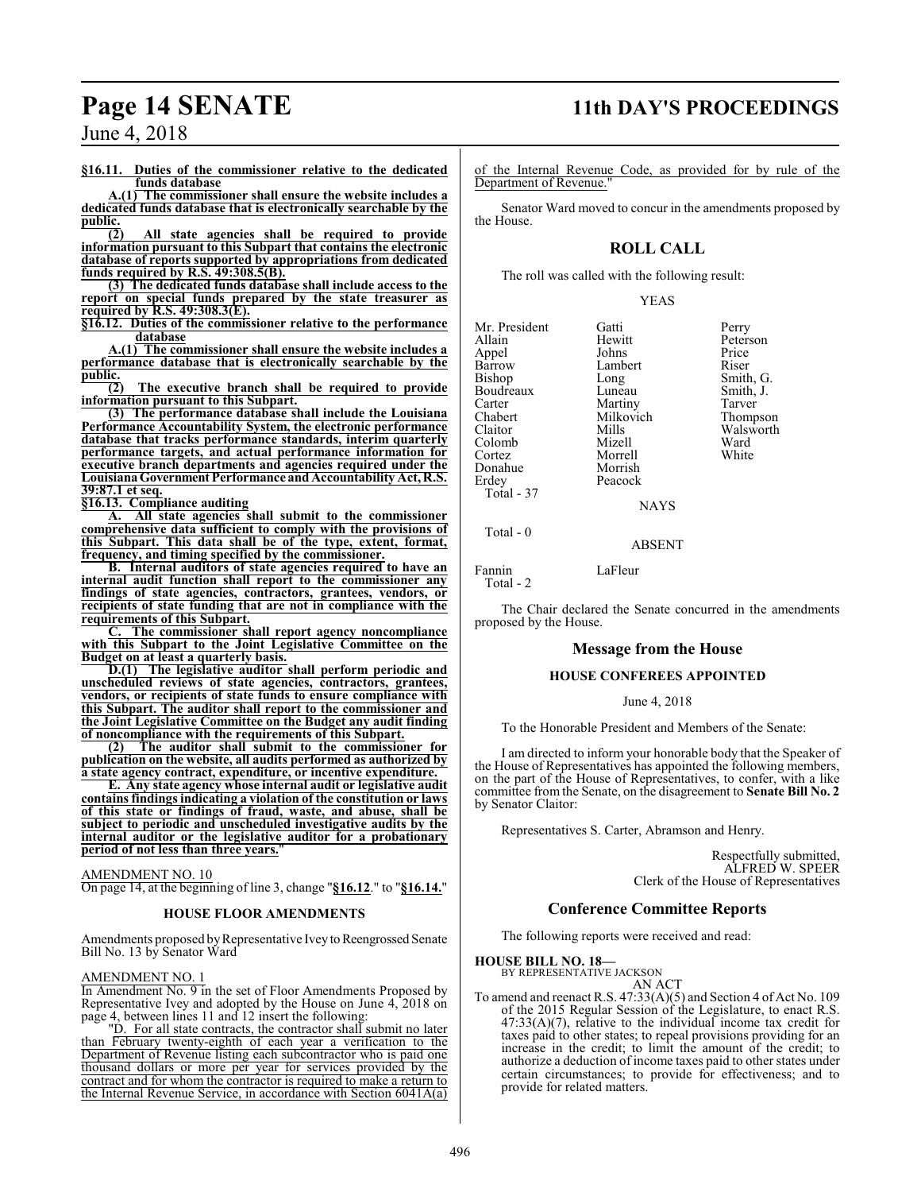**§16.11. Duties of the commissioner relative to the dedicated funds database**

**A.(1) The commissioner shall ensure the website includes a dedicated funds database that is electronically searchable by the public.**

**(2) All state agencies shall be required to provide information pursuant to this Subpart that contains the electronic database of reports supported by appropriations from dedicated funds required by R.S. 49:308.5(B).**

**(3) The dedicated funds database shall include access to the report on special funds prepared by the state treasurer as required by R.S. 49:308.3(E).**

**§16.12. Duties of the commissioner relative to the performance database**

**A.(1) The commissioner shall ensure the website includes a performance database that is electronically searchable by the public.**

**(2) The executive branch shall be required to provide information pursuant to this Subpart.**

**(3) The performance database shall include the Louisiana Performance Accountability System, the electronic performance database that tracks performance standards, interim quarterly performance targets, and actual performance information for executive branch departments and agencies required under the Louisiana Government Performance and Accountability Act, R.S. 39:87.1 et seq.**

**§16.13. Compliance auditing**

**A. All state agencies shall submit to the commissioner comprehensive data sufficient to comply with the provisions of this Subpart. This data shall be of the type, extent, format, frequency, and timing specified by the commissioner.**

**B. Internal auditors of state agencies required to have an internal audit function shall report to the commissioner any findings of state agencies, contractors, grantees, vendors, or recipients of state funding that are not in compliance with the requirements of this Subpart.**

**C. The commissioner shall report agency noncompliance with this Subpart to the Joint Legislative Committee on the Budget on at least a quarterly basis.**

**D.(1) The legislative auditor shall perform periodic and unscheduled reviews of state agencies, contractors, grantees, vendors, or recipients of state funds to ensure compliance with this Subpart. The auditor shall report to the commissioner and the Joint Legislative Committee on the Budget any audit finding of noncompliance with the requirements of this Subpart.**

**(2) The auditor shall submit to the commissioner for publication on the website, all audits performed as authorized by a state agency contract, expenditure, or incentive expenditure.**

**E. Any state agency whose internal audit or legislative audit contains findings indicating a violation of the constitution or laws of this state or findings of fraud, waste, and abuse, shall be subject to periodic and unscheduled investigative audits by the internal auditor or the legislative auditor for a probationary period of not less than three years."**

AMENDMENT NO. 10

On page 14, at the beginning of line 3, change "**§16.12**." to "**§16.14.**"

### HOUSE FLOOR AMENDMENTS

Amendments proposed by Representative Ivey to Reengrossed Senate Bill No. 13 by Senator Ward

AMENDMENT NO. 1

In Amendment No. 9 in the set of Floor Amendments Proposed by Representative Ivey and adopted by the House on June 4, 2018 on page 4, between lines 11 and 12 insert the following:

"D. For all state contracts, the contractor shall submit no later than February twenty-eighth of each year a verification to the Department of Revenue listing each subcontractor who is paid one thousand dollars or more per year for services provided by the contract and for whom the contractor is required to make a return to the Internal Revenue Service, in accordance with Section 6041A(a) of the Internal Revenue Code, as provided for by rule of the Department of Revenue."

Senator Ward moved to concur in the amendments proposed by the House.

## ROLL CALL

The roll was called with the following result:

YEAS

| | | |
|---|---|---|
| Mr. President | Gatti | Perry |
| Allain | Hewitt | Peterson |
| Appel | Johns | Price |
| Barrow | Lambert | Riser |
| Bishop | Long | Smith, G. |
| Boudreaux | Luneau | Smith, J. |
| Carter | Martiny | Tarver |
| Chabert | Milkovich | Thompson |
| Claitor | Mills | Walsworth |
| Colomb | Mizell | Ward |
| Cortez | Morrell | White |
| Donahue | Morrish | |
| Erdey | Peacock | |

Total - 37

NAYS

Total - 0

ABSENT

Fannin LaFleur

Total - 2

The Chair declared the Senate concurred in the amendments proposed by the House.

## Message from the House

### HOUSE CONFEREES APPOINTED

June 4, 2018

To the Honorable President and Members of the Senate:

I am directed to inform your honorable body that the Speaker of the House of Representatives has appointed the following members, on the part of the House of Representatives, to confer, with a like committee from the Senate, on the disagreement to **Senate Bill No. 2** by Senator Claitor:

Representatives S. Carter, Abramson and Henry.

Respectfully submitted,
ALFRED W. SPEER
Clerk of the House of Representatives

## Conference Committee Reports

The following reports were received and read:

**HOUSE BILL NO. 18—**
BY REPRESENTATIVE JACKSON
AN ACT

To amend and reenact R.S. 47:33(A)(5) and Section 4 of Act No. 109 of the 2015 Regular Session of the Legislature, to enact R.S. 47:33(A)(7), relative to the individual income tax credit for taxes paid to other states; to repeal provisions providing for an increase in the credit; to limit the amount of the credit; to authorize a deduction of income taxes paid to other states under certain circumstances; to provide for effectiveness; and to provide for related matters.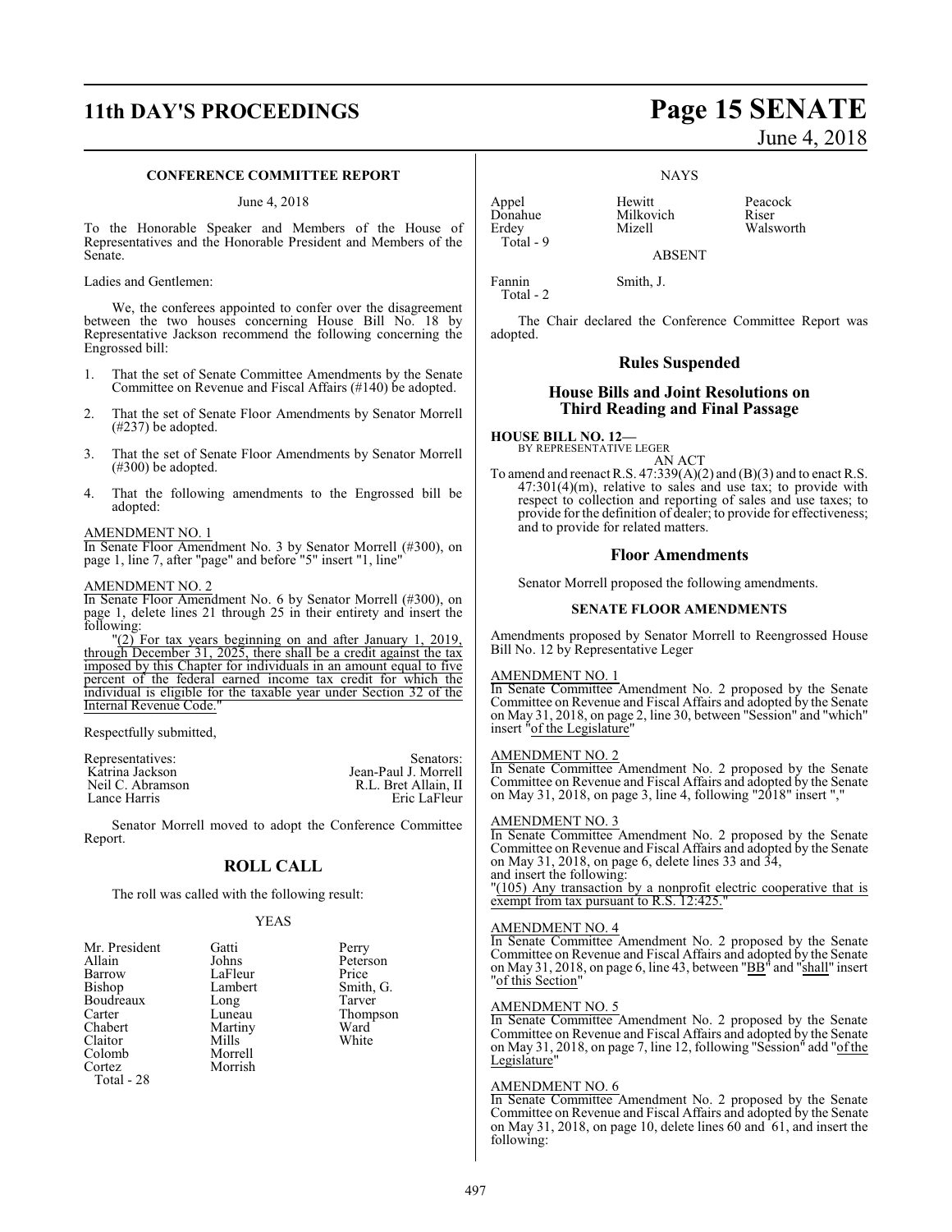## CONFERENCE COMMITTEE REPORT

June 4, 2018

To the Honorable Speaker and Members of the House of Representatives and the Honorable President and Members of the Senate.

Ladies and Gentlemen:

We, the conferees appointed to confer over the disagreement between the two houses concerning House Bill No. 18 by Representative Jackson recommend the following concerning the Engrossed bill:

1. That the set of Senate Committee Amendments by the Senate Committee on Revenue and Fiscal Affairs (#140) be adopted.

2. That the set of Senate Floor Amendments by Senator Morrell (#237) be adopted.

3. That the set of Senate Floor Amendments by Senator Morrell (#300) be adopted.

4. That the following amendments to the Engrossed bill be adopted:

AMENDMENT NO. 1

In Senate Floor Amendment No. 3 by Senator Morrell (#300), on page 1, line 7, after "page" and before "5" insert "1, line"

AMENDMENT NO. 2

In Senate Floor Amendment No. 6 by Senator Morrell (#300), on page 1, delete lines 21 through 25 in their entirety and insert the following:

"(2) For tax years beginning on and after January 1, 2019, through December 31, 2025, there shall be a credit against the tax imposed by this Chapter for individuals in an amount equal to five percent of the federal earned income tax credit for which the individual is eligible for the taxable year under Section 32 of the Internal Revenue Code."

Respectfully submitted,

| Representatives: | Senators: |
|---|---|
| Katrina Jackson | Jean-Paul J. Morrell |
| Neil C. Abramson | R.L. Bret Allain, II |
| Lance Harris | Eric LaFleur |

Senator Morrell moved to adopt the Conference Committee Report.

## ROLL CALL

The roll was called with the following result:

YEAS

| | | |
|---|---|---|
| Mr. President | Gatti | Perry |
| Allain | Johns | Peterson |
| Barrow | LaFleur | Price |
| Bishop | Lambert | Smith, G. |
| Boudreaux | Long | Tarver |
| Carter | Luneau | Thompson |
| Chabert | Martiny | Ward |
| Claitor | Mills | White |
| Colomb | Morrell | |
| Cortez | Morrish | |

Total - 28

NAYS

| | | |
|---|---|---|
| Appel | Hewitt | Peacock |
| Donahue | Milkovich | Riser |
| Erdey | Mizell | Walsworth |

Total - 9

ABSENT

| | |
|---|---|
| Fannin | Smith, J. |

Total - 2

The Chair declared the Conference Committee Report was adopted.

## Rules Suspended

## House Bills and Joint Resolutions on Third Reading and Final Passage

**HOUSE BILL NO. 12—**
BY REPRESENTATIVE LEGER

AN ACT

To amend and reenact R.S. 47:339(A)(2) and (B)(3) and to enact R.S. 47:301(4)(m), relative to sales and use tax; to provide with respect to collection and reporting of sales and use taxes; to provide for the definition of dealer; to provide for effectiveness; and to provide for related matters.

## Floor Amendments

Senator Morrell proposed the following amendments.

### SENATE FLOOR AMENDMENTS

Amendments proposed by Senator Morrell to Reengrossed House Bill No. 12 by Representative Leger

AMENDMENT NO. 1

In Senate Committee Amendment No. 2 proposed by the Senate Committee on Revenue and Fiscal Affairs and adopted by the Senate on May 31, 2018, on page 2, line 30, between "Session" and "which" insert "of the Legislature"

AMENDMENT NO. 2

In Senate Committee Amendment No. 2 proposed by the Senate Committee on Revenue and Fiscal Affairs and adopted by the Senate on May 31, 2018, on page 3, line 4, following "2018" insert ","

AMENDMENT NO. 3

In Senate Committee Amendment No. 2 proposed by the Senate Committee on Revenue and Fiscal Affairs and adopted by the Senate on May 31, 2018, on page 6, delete lines 33 and 34, and insert the following:

"(105) Any transaction by a nonprofit electric cooperative that is exempt from tax pursuant to R.S. 12:425."

AMENDMENT NO. 4

In Senate Committee Amendment No. 2 proposed by the Senate Committee on Revenue and Fiscal Affairs and adopted by the Senate on May 31, 2018, on page 6, line 43, between "BB" and "shall" insert "of this Section"

AMENDMENT NO. 5

In Senate Committee Amendment No. 2 proposed by the Senate Committee on Revenue and Fiscal Affairs and adopted by the Senate on May 31, 2018, on page 7, line 12, following "Session" add "of the Legislature"

AMENDMENT NO. 6

In Senate Committee Amendment No. 2 proposed by the Senate Committee on Revenue and Fiscal Affairs and adopted by the Senate on May 31, 2018, on page 10, delete lines 60 and 61, and insert the following: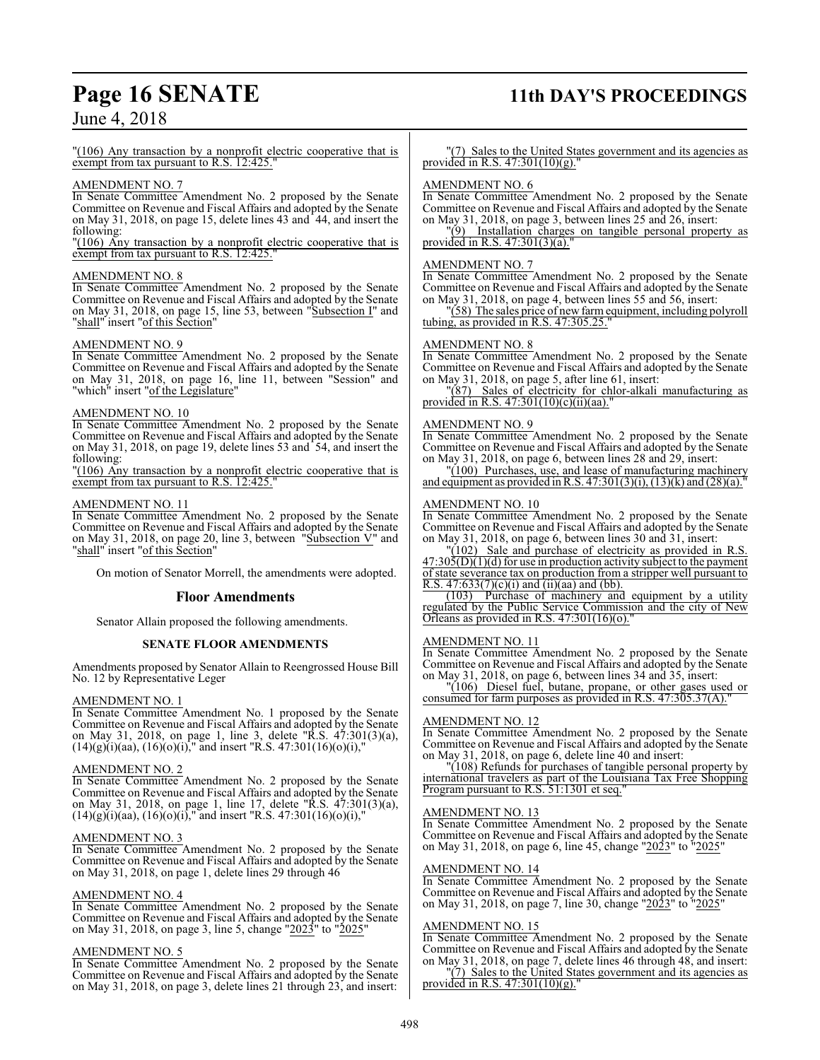"(106) Any transaction by a nonprofit electric cooperative that is exempt from tax pursuant to R.S. 12:425."

AMENDMENT NO. 7

In Senate Committee Amendment No. 2 proposed by the Senate Committee on Revenue and Fiscal Affairs and adopted by the Senate on May 31, 2018, on page 15, delete lines 43 and 44, and insert the following:

"(106) Any transaction by a nonprofit electric cooperative that is exempt from tax pursuant to R.S. 12:425."

AMENDMENT NO. 8

In Senate Committee Amendment No. 2 proposed by the Senate Committee on Revenue and Fiscal Affairs and adopted by the Senate on May 31, 2018, on page 15, line 53, between "Subsection I" and "shall" insert "of this Section"

AMENDMENT NO. 9

In Senate Committee Amendment No. 2 proposed by the Senate Committee on Revenue and Fiscal Affairs and adopted by the Senate on May 31, 2018, on page 16, line 11, between "Session" and "which" insert "of the Legislature"

AMENDMENT NO. 10

In Senate Committee Amendment No. 2 proposed by the Senate Committee on Revenue and Fiscal Affairs and adopted by the Senate on May 31, 2018, on page 19, delete lines 53 and 54, and insert the following:

"(106) Any transaction by a nonprofit electric cooperative that is exempt from tax pursuant to R.S. 12:425."

AMENDMENT NO. 11

In Senate Committee Amendment No. 2 proposed by the Senate Committee on Revenue and Fiscal Affairs and adopted by the Senate on May 31, 2018, on page 20, line 3, between "Subsection V" and "shall" insert "of this Section"

On motion of Senator Morrell, the amendments were adopted.

## Floor Amendments

Senator Allain proposed the following amendments.

### SENATE FLOOR AMENDMENTS

Amendments proposed by Senator Allain to Reengrossed House Bill No. 12 by Representative Leger

AMENDMENT NO. 1

In Senate Committee Amendment No. 1 proposed by the Senate Committee on Revenue and Fiscal Affairs and adopted by the Senate on May 31, 2018, on page 1, line 3, delete "R.S. 47:301(3)(a), (14)(g)(i)(aa), (16)(o)(i)," and insert "R.S. 47:301(16)(o)(i),"

AMENDMENT NO. 2

In Senate Committee Amendment No. 2 proposed by the Senate Committee on Revenue and Fiscal Affairs and adopted by the Senate on May 31, 2018, on page 1, line 17, delete "R.S. 47:301(3)(a), (14)(g)(i)(aa), (16)(o)(i)," and insert "R.S. 47:301(16)(o)(i),"

AMENDMENT NO. 3

In Senate Committee Amendment No. 2 proposed by the Senate Committee on Revenue and Fiscal Affairs and adopted by the Senate on May 31, 2018, on page 1, delete lines 29 through 46

AMENDMENT NO. 4

In Senate Committee Amendment No. 2 proposed by the Senate Committee on Revenue and Fiscal Affairs and adopted by the Senate on May 31, 2018, on page 3, line 5, change "2023" to "2025"

AMENDMENT NO. 5

In Senate Committee Amendment No. 2 proposed by the Senate Committee on Revenue and Fiscal Affairs and adopted by the Senate on May 31, 2018, on page 3, delete lines 21 through 23, and insert:

"(7) Sales to the United States government and its agencies as provided in R.S. 47:301(10)(g)."

AMENDMENT NO. 6

In Senate Committee Amendment No. 2 proposed by the Senate Committee on Revenue and Fiscal Affairs and adopted by the Senate on May 31, 2018, on page 3, between lines 25 and 26, insert:

"(9) Installation charges on tangible personal property as provided in R.S. 47:301(3)(a)."

AMENDMENT NO. 7

In Senate Committee Amendment No. 2 proposed by the Senate Committee on Revenue and Fiscal Affairs and adopted by the Senate on May 31, 2018, on page 4, between lines 55 and 56, insert:

"(58) The sales price of new farm equipment, including polyroll tubing, as provided in R.S. 47:305.25."

AMENDMENT NO. 8

In Senate Committee Amendment No. 2 proposed by the Senate Committee on Revenue and Fiscal Affairs and adopted by the Senate on May 31, 2018, on page 5, after line 61, insert:

"(87) Sales of electricity for chlor-alkali manufacturing as provided in R.S. 47:301(10)(c)(ii)(aa)."

AMENDMENT NO. 9

In Senate Committee Amendment No. 2 proposed by the Senate Committee on Revenue and Fiscal Affairs and adopted by the Senate on May 31, 2018, on page 6, between lines 28 and 29, insert:

"(100) Purchases, use, and lease of manufacturing machinery and equipment as provided in R.S. 47:301(3)(i), (13)(k) and (28)(a)."

AMENDMENT NO. 10

In Senate Committee Amendment No. 2 proposed by the Senate Committee on Revenue and Fiscal Affairs and adopted by the Senate on May 31, 2018, on page 6, between lines 30 and 31, insert:

"(102) Sale and purchase of electricity as provided in R.S. 47:305(D)(1)(d) for use in production activity subject to the payment of state severance tax on production from a stripper well pursuant to R.S. 47:633(7)(c)(i) and (ii)(aa) and (bb).

(103) Purchase of machinery and equipment by a utility regulated by the Public Service Commission and the city of New Orleans as provided in R.S. 47:301(16)(o)."

AMENDMENT NO. 11

In Senate Committee Amendment No. 2 proposed by the Senate Committee on Revenue and Fiscal Affairs and adopted by the Senate on May 31, 2018, on page 6, between lines 34 and 35, insert:

"(106) Diesel fuel, butane, propane, or other gases used or consumed for farm purposes as provided in R.S. 47:305.37(A)."

AMENDMENT NO. 12

In Senate Committee Amendment No. 2 proposed by the Senate Committee on Revenue and Fiscal Affairs and adopted by the Senate on May 31, 2018, on page 6, delete line 40 and insert:

"(108) Refunds for purchases of tangible personal property by international travelers as part of the Louisiana Tax Free Shopping Program pursuant to R.S. 51:1301 et seq."

AMENDMENT NO. 13

In Senate Committee Amendment No. 2 proposed by the Senate Committee on Revenue and Fiscal Affairs and adopted by the Senate on May 31, 2018, on page 6, line 45, change "2023" to "2025"

AMENDMENT NO. 14

In Senate Committee Amendment No. 2 proposed by the Senate Committee on Revenue and Fiscal Affairs and adopted by the Senate on May 31, 2018, on page 7, line 30, change "2023" to "2025"

AMENDMENT NO. 15

In Senate Committee Amendment No. 2 proposed by the Senate Committee on Revenue and Fiscal Affairs and adopted by the Senate on May 31, 2018, on page 7, delete lines 46 through 48, and insert:

"(7) Sales to the United States government and its agencies as provided in R.S. 47:301(10)(g)."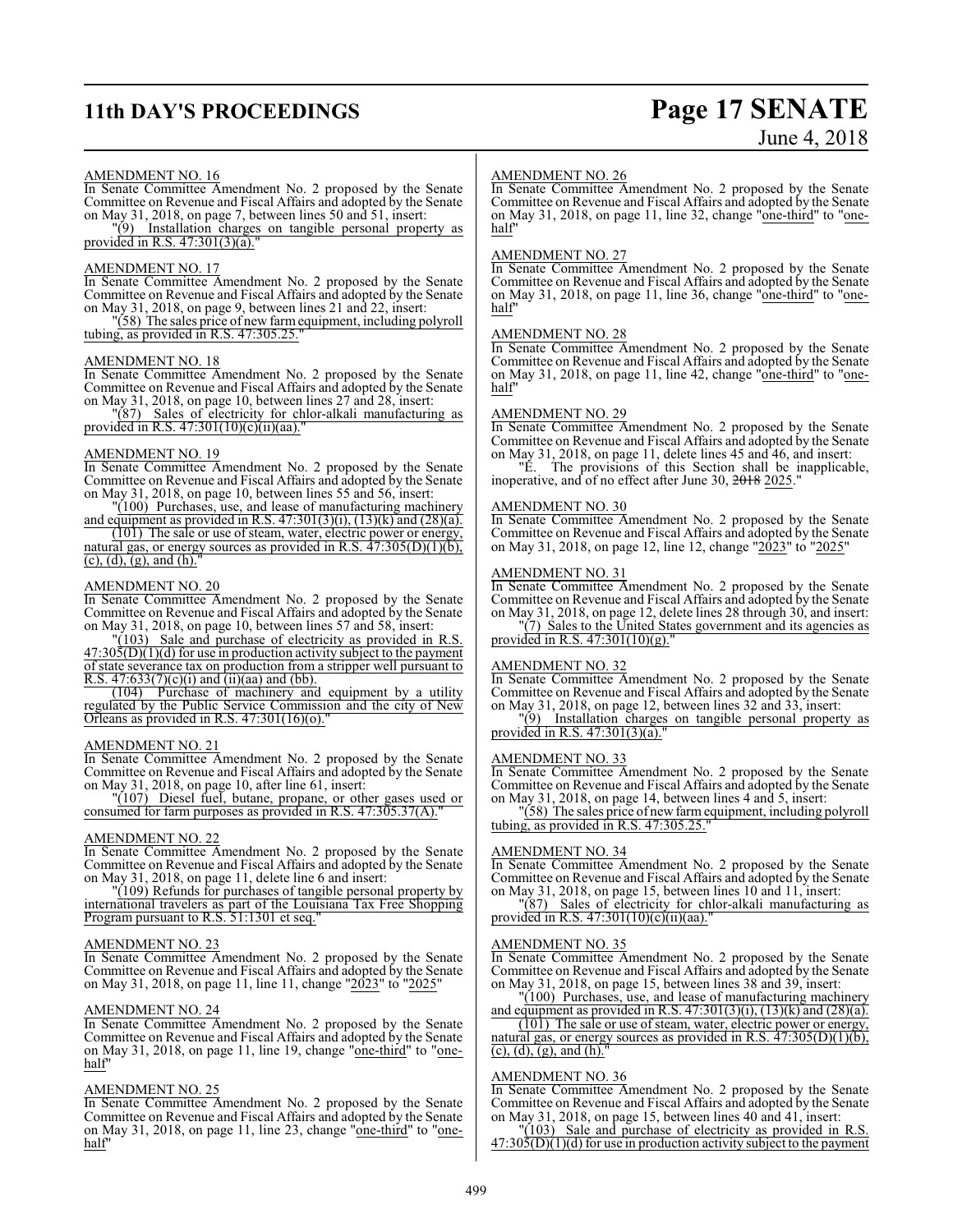AMENDMENT NO. 16

In Senate Committee Amendment No. 2 proposed by the Senate Committee on Revenue and Fiscal Affairs and adopted by the Senate on May 31, 2018, on page 7, between lines 50 and 51, insert:

"(9) Installation charges on tangible personal property as provided in R.S. 47:301(3)(a)."

AMENDMENT NO. 17

In Senate Committee Amendment No. 2 proposed by the Senate Committee on Revenue and Fiscal Affairs and adopted by the Senate on May 31, 2018, on page 9, between lines 21 and 22, insert:

"(58) The sales price of new farm equipment, including polyroll tubing, as provided in R.S. 47:305.25."

AMENDMENT NO. 18

In Senate Committee Amendment No. 2 proposed by the Senate Committee on Revenue and Fiscal Affairs and adopted by the Senate on May 31, 2018, on page 10, between lines 27 and 28, insert:

"(87) Sales of electricity for chlor-alkali manufacturing as provided in R.S. 47:301(10)(c)(ii)(aa)."

AMENDMENT NO. 19

In Senate Committee Amendment No. 2 proposed by the Senate Committee on Revenue and Fiscal Affairs and adopted by the Senate on May 31, 2018, on page 10, between lines 55 and 56, insert:

"(100) Purchases, use, and lease of manufacturing machinery and equipment as provided in R.S. 47:301(3)(i), (13)(k) and (28)(a).

(101) The sale or use of steam, water, electric power or energy, natural gas, or energy sources as provided in R.S. 47:305(D)(1)(b), (c), (d), (g), and (h)."

AMENDMENT NO. 20

In Senate Committee Amendment No. 2 proposed by the Senate Committee on Revenue and Fiscal Affairs and adopted by the Senate on May 31, 2018, on page 10, between lines 57 and 58, insert:

"(103) Sale and purchase of electricity as provided in R.S. 47:305(D)(1)(d) for use in production activity subject to the payment of state severance tax on production from a stripper well pursuant to R.S. 47:633(7)(c)(i) and (ii)(aa) and (bb).

(104) Purchase of machinery and equipment by a utility regulated by the Public Service Commission and the city of New Orleans as provided in R.S. 47:301(16)(o)."

AMENDMENT NO. 21

In Senate Committee Amendment No. 2 proposed by the Senate Committee on Revenue and Fiscal Affairs and adopted by the Senate on May 31, 2018, on page 10, after line 61, insert:

"(107) Diesel fuel, butane, propane, or other gases used or consumed for farm purposes as provided in R.S. 47:305.37(A)."

AMENDMENT NO. 22

In Senate Committee Amendment No. 2 proposed by the Senate Committee on Revenue and Fiscal Affairs and adopted by the Senate on May 31, 2018, on page 11, delete line 6 and insert:

"(109) Refunds for purchases of tangible personal property by international travelers as part of the Louisiana Tax Free Shopping Program pursuant to R.S. 51:1301 et seq."

AMENDMENT NO. 23

In Senate Committee Amendment No. 2 proposed by the Senate Committee on Revenue and Fiscal Affairs and adopted by the Senate on May 31, 2018, on page 11, line 11, change "2023" to "2025"

AMENDMENT NO. 24

In Senate Committee Amendment No. 2 proposed by the Senate Committee on Revenue and Fiscal Affairs and adopted by the Senate on May 31, 2018, on page 11, line 19, change "one-third" to "one-half"

AMENDMENT NO. 25

In Senate Committee Amendment No. 2 proposed by the Senate Committee on Revenue and Fiscal Affairs and adopted by the Senate on May 31, 2018, on page 11, line 23, change "one-third" to "one-half"

AMENDMENT NO. 26

In Senate Committee Amendment No. 2 proposed by the Senate Committee on Revenue and Fiscal Affairs and adopted by the Senate on May 31, 2018, on page 11, line 32, change "one-third" to "one-half"

AMENDMENT NO. 27

In Senate Committee Amendment No. 2 proposed by the Senate Committee on Revenue and Fiscal Affairs and adopted by the Senate on May 31, 2018, on page 11, line 36, change "one-third" to "one-half"

AMENDMENT NO. 28

In Senate Committee Amendment No. 2 proposed by the Senate Committee on Revenue and Fiscal Affairs and adopted by the Senate on May 31, 2018, on page 11, line 42, change "one-third" to "one-half"

AMENDMENT NO. 29

In Senate Committee Amendment No. 2 proposed by the Senate Committee on Revenue and Fiscal Affairs and adopted by the Senate on May 31, 2018, on page 11, delete lines 45 and 46, and insert:

"E. The provisions of this Section shall be inapplicable, inoperative, and of no effect after June 30, ~~2018~~ 2025."

AMENDMENT NO. 30

In Senate Committee Amendment No. 2 proposed by the Senate Committee on Revenue and Fiscal Affairs and adopted by the Senate on May 31, 2018, on page 12, line 12, change "2023" to "2025"

AMENDMENT NO. 31

In Senate Committee Amendment No. 2 proposed by the Senate Committee on Revenue and Fiscal Affairs and adopted by the Senate on May 31, 2018, on page 12, delete lines 28 through 30, and insert:

"(7) Sales to the United States government and its agencies as provided in R.S. 47:301(10)(g)."

AMENDMENT NO. 32

In Senate Committee Amendment No. 2 proposed by the Senate Committee on Revenue and Fiscal Affairs and adopted by the Senate on May 31, 2018, on page 12, between lines 32 and 33, insert:

"(9) Installation charges on tangible personal property as provided in R.S. 47:301(3)(a)."

AMENDMENT NO. 33

In Senate Committee Amendment No. 2 proposed by the Senate Committee on Revenue and Fiscal Affairs and adopted by the Senate on May 31, 2018, on page 14, between lines 4 and 5, insert:

"(58) The sales price of new farm equipment, including polyroll tubing, as provided in R.S. 47:305.25."

AMENDMENT NO. 34

In Senate Committee Amendment No. 2 proposed by the Senate Committee on Revenue and Fiscal Affairs and adopted by the Senate on May 31, 2018, on page 15, between lines 10 and 11, insert:

"(87) Sales of electricity for chlor-alkali manufacturing as provided in R.S. 47:301(10)(c)(ii)(aa)."

AMENDMENT NO. 35

In Senate Committee Amendment No. 2 proposed by the Senate Committee on Revenue and Fiscal Affairs and adopted by the Senate on May 31, 2018, on page 15, between lines 38 and 39, insert:

"(100) Purchases, use, and lease of manufacturing machinery and equipment as provided in R.S. 47:301(3)(i), (13)(k) and (28)(a).

(101) The sale or use of steam, water, electric power or energy, natural gas, or energy sources as provided in R.S. 47:305(D)(1)(b), (c), (d), (g), and (h)."

AMENDMENT NO. 36

In Senate Committee Amendment No. 2 proposed by the Senate Committee on Revenue and Fiscal Affairs and adopted by the Senate on May 31, 2018, on page 15, between lines 40 and 41, insert:

"(103) Sale and purchase of electricity as provided in R.S. 47:305(D)(1)(d) for use in production activity subject to the payment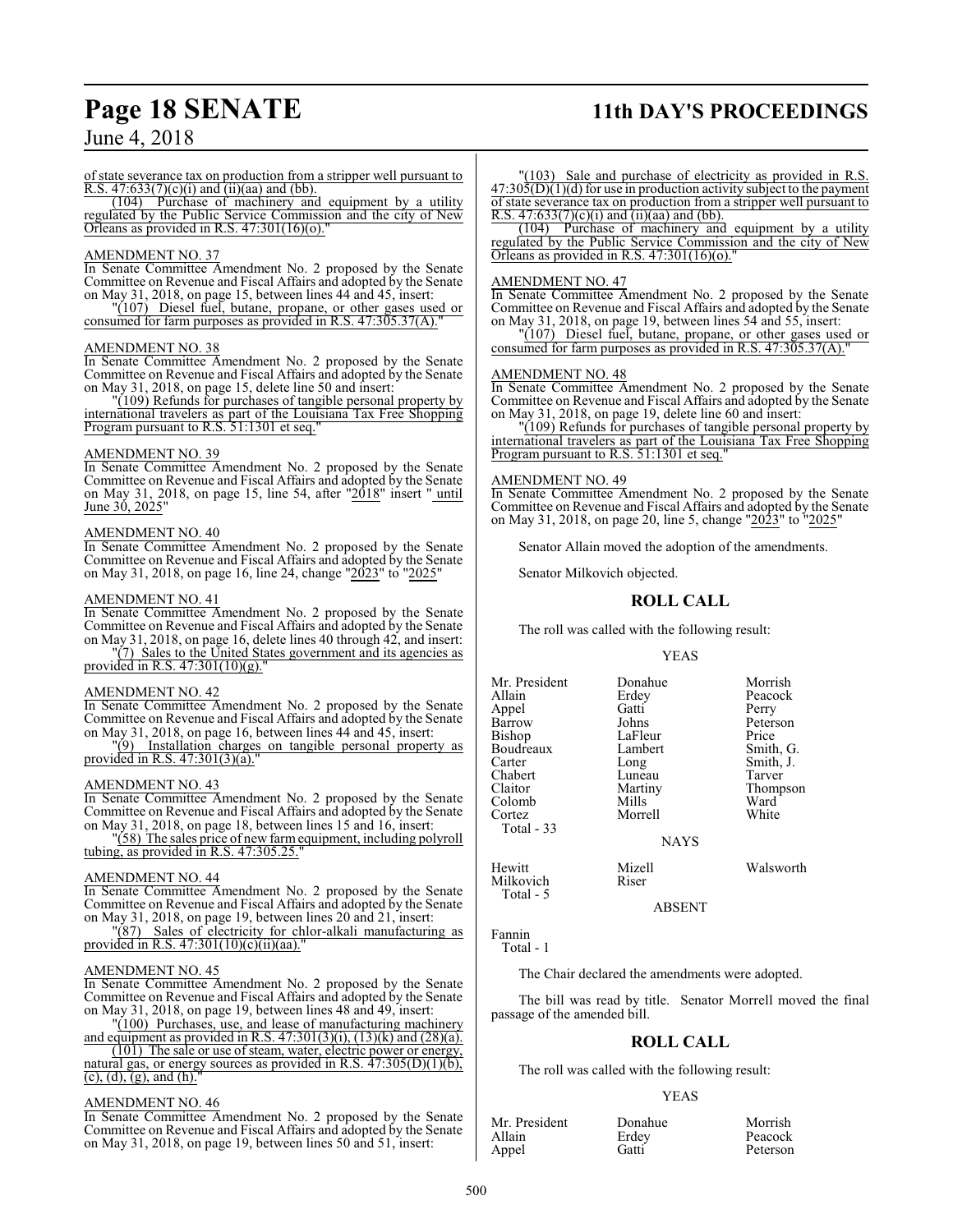of state severance tax on production from a stripper well pursuant to R.S. 47:633(7)(c)(i) and (ii)(aa) and (bb).

(104) Purchase of machinery and equipment by a utility regulated by the Public Service Commission and the city of New Orleans as provided in R.S. 47:301(16)(o)."

AMENDMENT NO. 37

In Senate Committee Amendment No. 2 proposed by the Senate Committee on Revenue and Fiscal Affairs and adopted by the Senate on May 31, 2018, on page 15, between lines 44 and 45, insert:

"(107) Diesel fuel, butane, propane, or other gases used or consumed for farm purposes as provided in R.S. 47:305.37(A)."

AMENDMENT NO. 38

In Senate Committee Amendment No. 2 proposed by the Senate Committee on Revenue and Fiscal Affairs and adopted by the Senate on May 31, 2018, on page 15, delete line 50 and insert:

"(109) Refunds for purchases of tangible personal property by international travelers as part of the Louisiana Tax Free Shopping Program pursuant to R.S. 51:1301 et seq."

AMENDMENT NO. 39

In Senate Committee Amendment No. 2 proposed by the Senate Committee on Revenue and Fiscal Affairs and adopted by the Senate on May 31, 2018, on page 15, line 54, after "2018" insert " until June 30, 2025"

AMENDMENT NO. 40

In Senate Committee Amendment No. 2 proposed by the Senate Committee on Revenue and Fiscal Affairs and adopted by the Senate on May 31, 2018, on page 16, line 24, change "2023" to "2025"

AMENDMENT NO. 41

In Senate Committee Amendment No. 2 proposed by the Senate Committee on Revenue and Fiscal Affairs and adopted by the Senate on May 31, 2018, on page 16, delete lines 40 through 42, and insert:

"(7) Sales to the United States government and its agencies as provided in R.S. 47:301(10)(g)."

AMENDMENT NO. 42

In Senate Committee Amendment No. 2 proposed by the Senate Committee on Revenue and Fiscal Affairs and adopted by the Senate on May 31, 2018, on page 16, between lines 44 and 45, insert:

"(9) Installation charges on tangible personal property as provided in R.S. 47:301(3)(a)."

AMENDMENT NO. 43

In Senate Committee Amendment No. 2 proposed by the Senate Committee on Revenue and Fiscal Affairs and adopted by the Senate on May 31, 2018, on page 18, between lines 15 and 16, insert:

"(58) The sales price of new farm equipment, including polyroll tubing, as provided in R.S. 47:305.25."

AMENDMENT NO. 44

In Senate Committee Amendment No. 2 proposed by the Senate Committee on Revenue and Fiscal Affairs and adopted by the Senate on May 31, 2018, on page 19, between lines 20 and 21, insert:

"(87) Sales of electricity for chlor-alkali manufacturing as provided in R.S. 47:301(10)(c)(ii)(aa)."

AMENDMENT NO. 45

In Senate Committee Amendment No. 2 proposed by the Senate Committee on Revenue and Fiscal Affairs and adopted by the Senate on May 31, 2018, on page 19, between lines 48 and 49, insert:

"(100) Purchases, use, and lease of manufacturing machinery and equipment as provided in R.S. 47:301(3)(i), (13)(k) and (28)(a).

(101) The sale or use of steam, water, electric power or energy, natural gas, or energy sources as provided in R.S. 47:305(D)(1)(b), (c), (d), (g), and (h)."

AMENDMENT NO. 46

In Senate Committee Amendment No. 2 proposed by the Senate Committee on Revenue and Fiscal Affairs and adopted by the Senate on May 31, 2018, on page 19, between lines 50 and 51, insert:

"(103) Sale and purchase of electricity as provided in R.S. 47:305(D)(1)(d) for use in production activity subject to the payment of state severance tax on production from a stripper well pursuant to R.S. 47:633(7)(c)(i) and (ii)(aa) and (bb).

(104) Purchase of machinery and equipment by a utility regulated by the Public Service Commission and the city of New Orleans as provided in R.S. 47:301(16)(o)."

AMENDMENT NO. 47

In Senate Committee Amendment No. 2 proposed by the Senate Committee on Revenue and Fiscal Affairs and adopted by the Senate on May 31, 2018, on page 19, between lines 54 and 55, insert:

"(107) Diesel fuel, butane, propane, or other gases used or consumed for farm purposes as provided in R.S. 47:305.37(A)."

AMENDMENT NO. 48

In Senate Committee Amendment No. 2 proposed by the Senate Committee on Revenue and Fiscal Affairs and adopted by the Senate on May 31, 2018, on page 19, delete line 60 and insert:

"(109) Refunds for purchases of tangible personal property by international travelers as part of the Louisiana Tax Free Shopping Program pursuant to R.S. 51:1301 et seq."

AMENDMENT NO. 49

In Senate Committee Amendment No. 2 proposed by the Senate Committee on Revenue and Fiscal Affairs and adopted by the Senate on May 31, 2018, on page 20, line 5, change "2023" to "2025"

Senator Allain moved the adoption of the amendments.

Senator Milkovich objected.

## ROLL CALL

The roll was called with the following result:

YEAS

| | | |
|---|---|---|
| Mr. President | Donahue | Morrish |
| Allain | Erdey | Peacock |
| Appel | Gatti | Perry |
| Barrow | Johns | Peterson |
| Bishop | LaFleur | Price |
| Boudreaux | Lambert | Smith, G. |
| Carter | Long | Smith, J. |
| Chabert | Luneau | Tarver |
| Claitor | Martiny | Thompson |
| Colomb | Mills | Ward |
| Cortez | Morrell | White |
| Total - 33 | | |

NAYS

| | | |
|---|---|---|
| Hewitt | Mizell | Walsworth |
| Milkovich | Riser | |
| Total - 5 | | |

ABSENT

Fannin
Total - 1

The Chair declared the amendments were adopted.

The bill was read by title. Senator Morrell moved the final passage of the amended bill.

## ROLL CALL

The roll was called with the following result:

YEAS

| | | |
|---|---|---|
| Mr. President | Donahue | Morrish |
| Allain | Erdey | Peacock |
| Appel | Gatti | Peterson |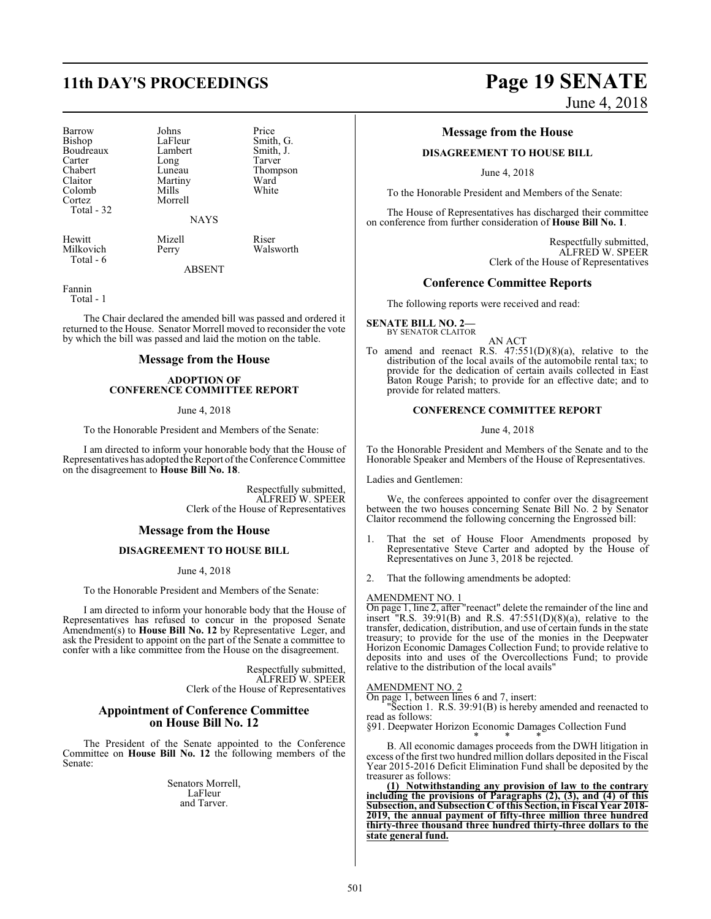| Barrow | Johns | Price |
|---|---|---|
| Bishop | LaFleur | Smith, G. |
| Boudreaux | Lambert | Smith, J. |
| Carter | Long | Tarver |
| Chabert | Luneau | Thompson |
| Claitor | Martiny | Ward |
| Colomb | Mills | White |
| Cortez | Morrell | |
| Total - 32 | | |

NAYS

| Hewitt | Mizell | Riser |
|---|---|---|
| Milkovich | Perry | Walsworth |
| Total - 6 | | |

ABSENT

Fannin
Total - 1

The Chair declared the amended bill was passed and ordered it returned to the House. Senator Morrell moved to reconsider the vote by which the bill was passed and laid the motion on the table.

## Message from the House

### ADOPTION OF CONFERENCE COMMITTEE REPORT

June 4, 2018

To the Honorable President and Members of the Senate:

I am directed to inform your honorable body that the House of Representatives has adopted the Report of the Conference Committee on the disagreement to **House Bill No. 18**.

Respectfully submitted,
ALFRED W. SPEER
Clerk of the House of Representatives

## Message from the House

### DISAGREEMENT TO HOUSE BILL

June 4, 2018

To the Honorable President and Members of the Senate:

I am directed to inform your honorable body that the House of Representatives has refused to concur in the proposed Senate Amendment(s) to **House Bill No. 12** by Representative Leger, and ask the President to appoint on the part of the Senate a committee to confer with a like committee from the House on the disagreement.

Respectfully submitted,
ALFRED W. SPEER
Clerk of the House of Representatives

## Appointment of Conference Committee on House Bill No. 12

The President of the Senate appointed to the Conference Committee on **House Bill No. 12** the following members of the Senate:

Senators Morrell,
LaFleur
and Tarver.

## Message from the House

### DISAGREEMENT TO HOUSE BILL

June 4, 2018

To the Honorable President and Members of the Senate:

The House of Representatives has discharged their committee on conference from further consideration of **House Bill No. 1**.

Respectfully submitted,
ALFRED W. SPEER
Clerk of the House of Representatives

## Conference Committee Reports

The following reports were received and read:

**SENATE BILL NO. 2—**
BY SENATOR CLAITOR

AN ACT

To amend and reenact R.S. 47:551(D)(8)(a), relative to the distribution of the local avails of the automobile rental tax; to provide for the dedication of certain avails collected in East Baton Rouge Parish; to provide for an effective date; and to provide for related matters.

### CONFERENCE COMMITTEE REPORT

June 4, 2018

To the Honorable President and Members of the Senate and to the Honorable Speaker and Members of the House of Representatives.

Ladies and Gentlemen:

We, the conferees appointed to confer over the disagreement between the two houses concerning Senate Bill No. 2 by Senator Claitor recommend the following concerning the Engrossed bill:

1. That the set of House Floor Amendments proposed by Representative Steve Carter and adopted by the House of Representatives on June 3, 2018 be rejected.

2. That the following amendments be adopted:

AMENDMENT NO. 1
On page 1, line 2, after "reenact" delete the remainder of the line and insert "R.S. 39:91(B) and R.S. 47:551(D)(8)(a), relative to the transfer, dedication, distribution, and use of certain funds in the state treasury; to provide for the use of the monies in the Deepwater Horizon Economic Damages Collection Fund; to provide relative to deposits into and uses of the Overcollections Fund; to provide relative to the distribution of the local avails"

AMENDMENT NO. 2
On page 1, between lines 6 and 7, insert:

"Section 1. R.S. 39:91(B) is hereby amended and reenacted to read as follows:

§91. Deepwater Horizon Economic Damages Collection Fund

\* \* \*

B. All economic damages proceeds from the DWH litigation in excess of the first two hundred million dollars deposited in the Fiscal Year 2015-2016 Deficit Elimination Fund shall be deposited by the treasurer as follows:

**(1) Notwithstanding any provision of law to the contrary including the provisions of Paragraphs (2), (3), and (4) of this Subsection, and Subsection C of this Section, in Fiscal Year 2018-2019, the annual payment of fifty-three million three hundred thirty-three thousand three hundred thirty-three dollars to the state general fund.**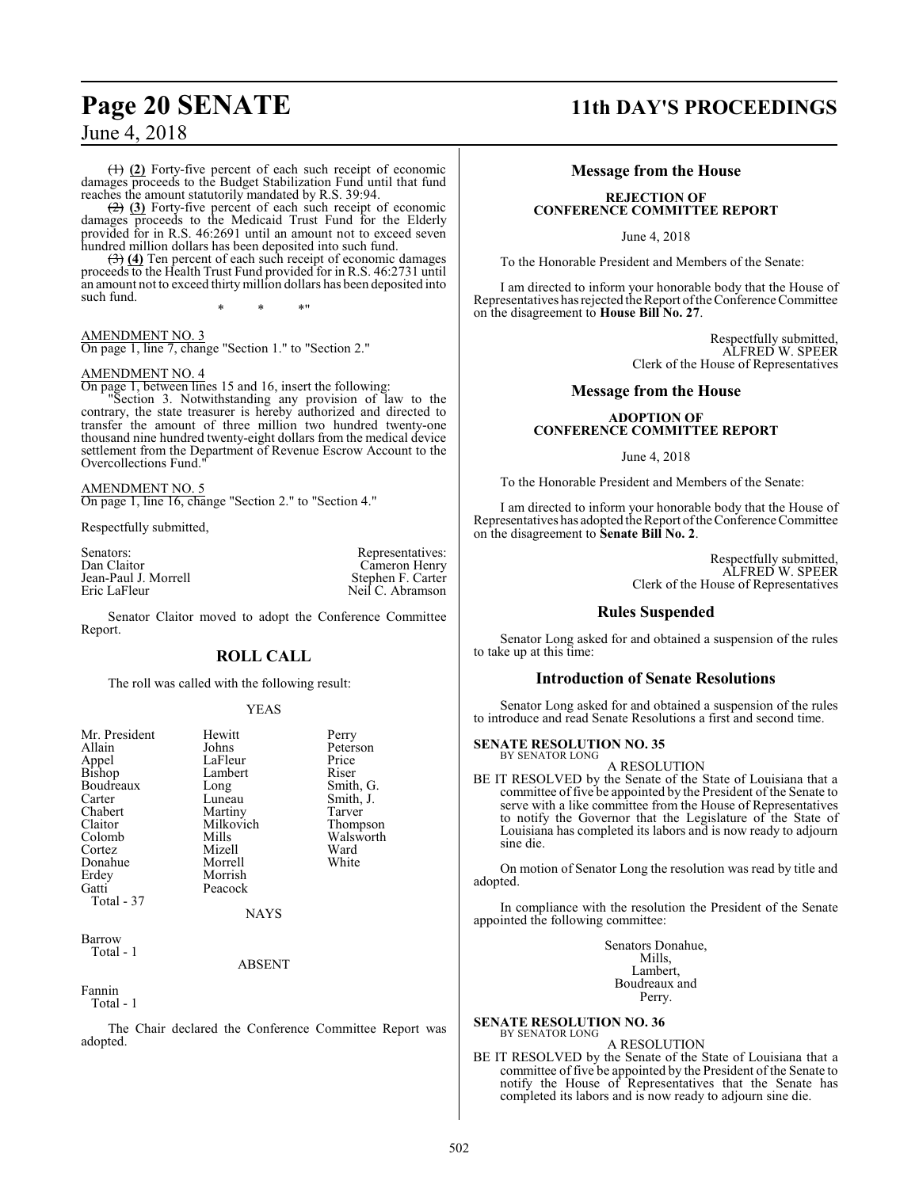~~(1)~~ **(2)** Forty-five percent of each such receipt of economic damages proceeds to the Budget Stabilization Fund until that fund reaches the amount statutorily mandated by R.S. 39:94.

~~(2)~~ **(3)** Forty-five percent of each such receipt of economic damages proceeds to the Medicaid Trust Fund for the Elderly provided for in R.S. 46:2691 until an amount not to exceed seven hundred million dollars has been deposited into such fund.

~~(3)~~ **(4)** Ten percent of each such receipt of economic damages proceeds to the Health Trust Fund provided for in R.S. 46:2731 until an amount not to exceed thirty million dollars has been deposited into such fund.

\* \* \*"

AMENDMENT NO. 3
On page 1, line 7, change "Section 1." to "Section 2."

AMENDMENT NO. 4
On page 1, between lines 15 and 16, insert the following:

"Section 3. Notwithstanding any provision of law to the contrary, the state treasurer is hereby authorized and directed to transfer the amount of three million two hundred twenty-one thousand nine hundred twenty-eight dollars from the medical device settlement from the Department of Revenue Escrow Account to the Overcollections Fund."

AMENDMENT NO. 5
On page 1, line 16, change "Section 2." to "Section 4."

Respectfully submitted,

| Senators: | Representatives: |
|---|---|
| Dan Claitor | Cameron Henry |
| Jean-Paul J. Morrell | Stephen F. Carter |
| Eric LaFleur | Neil C. Abramson |

Senator Claitor moved to adopt the Conference Committee Report.

## ROLL CALL

The roll was called with the following result:

YEAS

| | | |
|---|---|---|
| Mr. President | Hewitt | Perry |
| Allain | Johns | Peterson |
| Appel | LaFleur | Price |
| Bishop | Lambert | Riser |
| Boudreaux | Long | Smith, G. |
| Carter | Luneau | Smith, J. |
| Chabert | Martiny | Tarver |
| Claitor | Milkovich | Thompson |
| Colomb | Mills | Walsworth |
| Cortez | Mizell | Ward |
| Donahue | Morrell | White |
| Erdey | Morrish | |
| Gatti | Peacock | |

Total - 37

NAYS

Barrow
Total - 1

ABSENT

Fannin
Total - 1

The Chair declared the Conference Committee Report was adopted.

## Message from the House

**REJECTION OF CONFERENCE COMMITTEE REPORT**

June 4, 2018

To the Honorable President and Members of the Senate:

I am directed to inform your honorable body that the House of Representatives has rejected the Report of the Conference Committee on the disagreement to **House Bill No. 27**.

Respectfully submitted,
ALFRED W. SPEER
Clerk of the House of Representatives

## Message from the House

**ADOPTION OF CONFERENCE COMMITTEE REPORT**

June 4, 2018

To the Honorable President and Members of the Senate:

I am directed to inform your honorable body that the House of Representatives has adopted the Report of the Conference Committee on the disagreement to **Senate Bill No. 2**.

Respectfully submitted,
ALFRED W. SPEER
Clerk of the House of Representatives

## Rules Suspended

Senator Long asked for and obtained a suspension of the rules to take up at this time:

## Introduction of Senate Resolutions

Senator Long asked for and obtained a suspension of the rules to introduce and read Senate Resolutions a first and second time.

**SENATE RESOLUTION NO. 35**
BY SENATOR LONG

A RESOLUTION

BE IT RESOLVED by the Senate of the State of Louisiana that a committee of five be appointed by the President of the Senate to serve with a like committee from the House of Representatives to notify the Governor that the Legislature of the State of Louisiana has completed its labors and is now ready to adjourn sine die.

On motion of Senator Long the resolution was read by title and adopted.

In compliance with the resolution the President of the Senate appointed the following committee:

Senators Donahue,
Mills,
Lambert,
Boudreaux and
Perry.

**SENATE RESOLUTION NO. 36**
BY SENATOR LONG

A RESOLUTION

BE IT RESOLVED by the Senate of the State of Louisiana that a committee of five be appointed by the President of the Senate to notify the House of Representatives that the Senate has completed its labors and is now ready to adjourn sine die.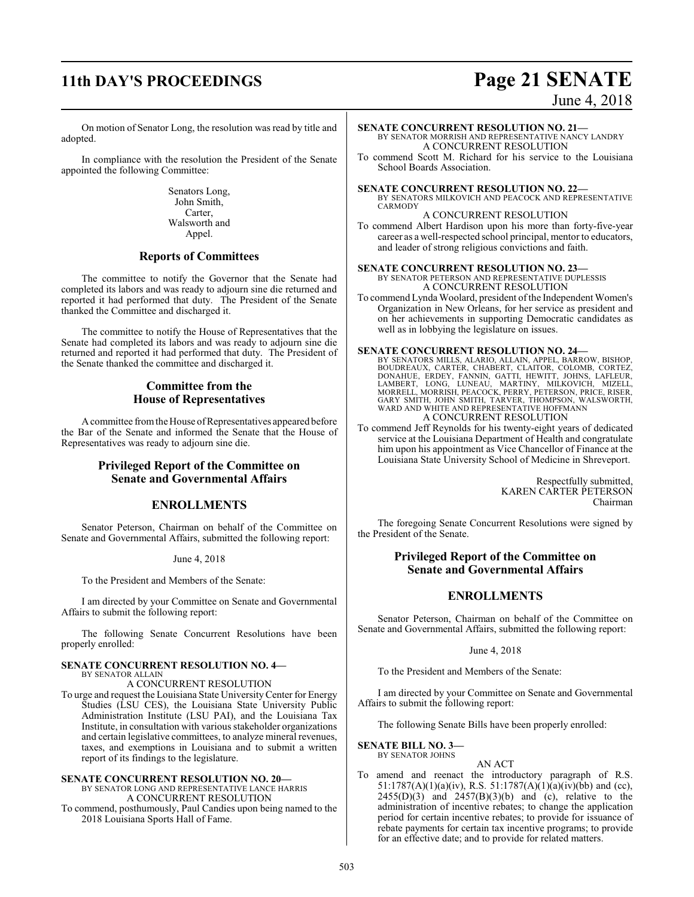On motion of Senator Long, the resolution was read by title and adopted.

In compliance with the resolution the President of the Senate appointed the following Committee:

Senators Long,
John Smith,
Carter,
Walsworth and
Appel.

## Reports of Committees

The committee to notify the Governor that the Senate had completed its labors and was ready to adjourn sine die returned and reported it had performed that duty. The President of the Senate thanked the Committee and discharged it.

The committee to notify the House of Representatives that the Senate had completed its labors and was ready to adjourn sine die returned and reported it had performed that duty. The President of the Senate thanked the committee and discharged it.

## Committee from the House of Representatives

A committee from the House of Representatives appeared before the Bar of the Senate and informed the Senate that the House of Representatives was ready to adjourn sine die.

## Privileged Report of the Committee on Senate and Governmental Affairs

## ENROLLMENTS

Senator Peterson, Chairman on behalf of the Committee on Senate and Governmental Affairs, submitted the following report:

June 4, 2018

To the President and Members of the Senate:

I am directed by your Committee on Senate and Governmental Affairs to submit the following report:

The following Senate Concurrent Resolutions have been properly enrolled:

**SENATE CONCURRENT RESOLUTION NO. 4—**
BY SENATOR ALLAIN
A CONCURRENT RESOLUTION
To urge and request the Louisiana State University Center for Energy Studies (LSU CES), the Louisiana State University Public Administration Institute (LSU PAI), and the Louisiana Tax Institute, in consultation with various stakeholder organizations and certain legislative committees, to analyze mineral revenues, taxes, and exemptions in Louisiana and to submit a written report of its findings to the legislature.

**SENATE CONCURRENT RESOLUTION NO. 20—**
BY SENATOR LONG AND REPRESENTATIVE LANCE HARRIS
A CONCURRENT RESOLUTION
To commend, posthumously, Paul Candies upon being named to the 2018 Louisiana Sports Hall of Fame.

**SENATE CONCURRENT RESOLUTION NO. 21—**
BY SENATOR MORRISH AND REPRESENTATIVE NANCY LANDRY
A CONCURRENT RESOLUTION
To commend Scott M. Richard for his service to the Louisiana School Boards Association.

**SENATE CONCURRENT RESOLUTION NO. 22—**
BY SENATORS MILKOVICH AND PEACOCK AND REPRESENTATIVE CARMODY
A CONCURRENT RESOLUTION
To commend Albert Hardison upon his more than forty-five-year career as a well-respected school principal, mentor to educators, and leader of strong religious convictions and faith.

**SENATE CONCURRENT RESOLUTION NO. 23—**
BY SENATOR PETERSON AND REPRESENTATIVE DUPLESSIS
A CONCURRENT RESOLUTION
To commend Lynda Woolard, president of the Independent Women's Organization in New Orleans, for her service as president and on her achievements in supporting Democratic candidates as well as in lobbying the legislature on issues.

**SENATE CONCURRENT RESOLUTION NO. 24—**
BY SENATORS MILLS, ALARIO, ALLAIN, APPEL, BARROW, BISHOP, BOUDREAUX, CARTER, CHABERT, CLAITOR, COLOMB, CORTEZ, DONAHUE, ERDEY, FANNIN, GATTI, HEWITT, JOHNS, LAFLEUR, LAMBERT, LONG, LUNEAU, MARTINY, MILKOVICH, MIZELL, MORRELL, MORRISH, PEACOCK, PERRY, PETERSON, PRICE, RISER, GARY SMITH, JOHN SMITH, TARVER, THOMPSON, WALSWORTH, WARD AND WHITE AND REPRESENTATIVE HOFFMANN
A CONCURRENT RESOLUTION
To commend Jeff Reynolds for his twenty-eight years of dedicated service at the Louisiana Department of Health and congratulate him upon his appointment as Vice Chancellor of Finance at the Louisiana State University School of Medicine in Shreveport.

Respectfully submitted,
KAREN CARTER PETERSON
Chairman

The foregoing Senate Concurrent Resolutions were signed by the President of the Senate.

## Privileged Report of the Committee on Senate and Governmental Affairs

## ENROLLMENTS

Senator Peterson, Chairman on behalf of the Committee on Senate and Governmental Affairs, submitted the following report:

June 4, 2018

To the President and Members of the Senate:

I am directed by your Committee on Senate and Governmental Affairs to submit the following report:

The following Senate Bills have been properly enrolled:

**SENATE BILL NO. 3—**
BY SENATOR JOHNS
AN ACT
To amend and reenact the introductory paragraph of R.S. 51:1787(A)(1)(a)(iv), R.S. 51:1787(A)(1)(a)(iv)(bb) and (cc), 2455(D)(3) and 2457(B)(3)(b) and (c), relative to the administration of incentive rebates; to change the application period for certain incentive rebates; to provide for issuance of rebate payments for certain tax incentive programs; to provide for an effective date; and to provide for related matters.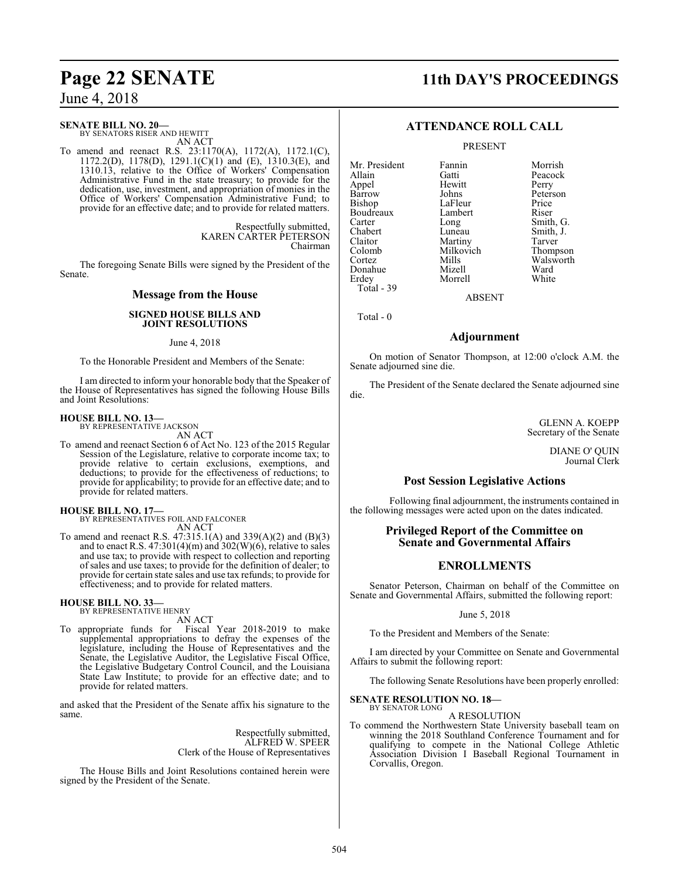**SENATE BILL NO. 20—**
BY SENATORS RISER AND HEWITT
AN ACT

To amend and reenact R.S. 23:1170(A), 1172(A), 1172.1(C), 1172.2(D), 1178(D), 1291.1(C)(1) and (E), 1310.3(E), and 1310.13, relative to the Office of Workers' Compensation Administrative Fund in the state treasury; to provide for the dedication, use, investment, and appropriation of monies in the Office of Workers' Compensation Administrative Fund; to provide for an effective date; and to provide for related matters.

Respectfully submitted,
KAREN CARTER PETERSON
Chairman

The foregoing Senate Bills were signed by the President of the Senate.

## Message from the House

### SIGNED HOUSE BILLS AND JOINT RESOLUTIONS

June 4, 2018

To the Honorable President and Members of the Senate:

I am directed to inform your honorable body that the Speaker of the House of Representatives has signed the following House Bills and Joint Resolutions:

**HOUSE BILL NO. 13—**
BY REPRESENTATIVE JACKSON
AN ACT

To amend and reenact Section 6 of Act No. 123 of the 2015 Regular Session of the Legislature, relative to corporate income tax; to provide relative to certain exclusions, exemptions, and deductions; to provide for the effectiveness of reductions; to provide for applicability; to provide for an effective date; and to provide for related matters.

**HOUSE BILL NO. 17—**
BY REPRESENTATIVES FOIL AND FALCONER
AN ACT

To amend and reenact R.S. 47:315.1(A) and 339(A)(2) and (B)(3) and to enact R.S. 47:301(4)(m) and 302(W)(6), relative to sales and use tax; to provide with respect to collection and reporting of sales and use taxes; to provide for the definition of dealer; to provide for certain state sales and use tax refunds; to provide for effectiveness; and to provide for related matters.

**HOUSE BILL NO. 33—**
BY REPRESENTATIVE HENRY
AN ACT

To appropriate funds for Fiscal Year 2018-2019 to make supplemental appropriations to defray the expenses of the legislature, including the House of Representatives and the Senate, the Legislative Auditor, the Legislative Fiscal Office, the Legislative Budgetary Control Council, and the Louisiana State Law Institute; to provide for an effective date; and to provide for related matters.

and asked that the President of the Senate affix his signature to the same.

Respectfully submitted,
ALFRED W. SPEER
Clerk of the House of Representatives

The House Bills and Joint Resolutions contained herein were signed by the President of the Senate.

## ATTENDANCE ROLL CALL

PRESENT

| | | |
|---|---|---|
| Mr. President | Fannin | Morrish |
| Allain | Gatti | Peacock |
| Appel | Hewitt | Perry |
| Barrow | Johns | Peterson |
| Bishop | LaFleur | Price |
| Boudreaux | Lambert | Riser |
| Carter | Long | Smith, G. |
| Chabert | Luneau | Smith, J. |
| Claitor | Martiny | Tarver |
| Colomb | Milkovich | Thompson |
| Cortez | Mills | Walsworth |
| Donahue | Mizell | Ward |
| Erdey | Morrell | White |

Total - 39

ABSENT

Total - 0

## Adjournment

On motion of Senator Thompson, at 12:00 o'clock A.M. the Senate adjourned sine die.

The President of the Senate declared the Senate adjourned sine die.

GLENN A. KOEPP
Secretary of the Senate

DIANE O' QUIN
Journal Clerk

## Post Session Legislative Actions

Following final adjournment, the instruments contained in the following messages were acted upon on the dates indicated.

## Privileged Report of the Committee on Senate and Governmental Affairs

## ENROLLMENTS

Senator Peterson, Chairman on behalf of the Committee on Senate and Governmental Affairs, submitted the following report:

June 5, 2018

To the President and Members of the Senate:

I am directed by your Committee on Senate and Governmental Affairs to submit the following report:

The following Senate Resolutions have been properly enrolled:

**SENATE RESOLUTION NO. 18—**
BY SENATOR LONG
A RESOLUTION

To commend the Northwestern State University baseball team on winning the 2018 Southland Conference Tournament and for qualifying to compete in the National College Athletic Association Division I Baseball Regional Tournament in Corvallis, Oregon.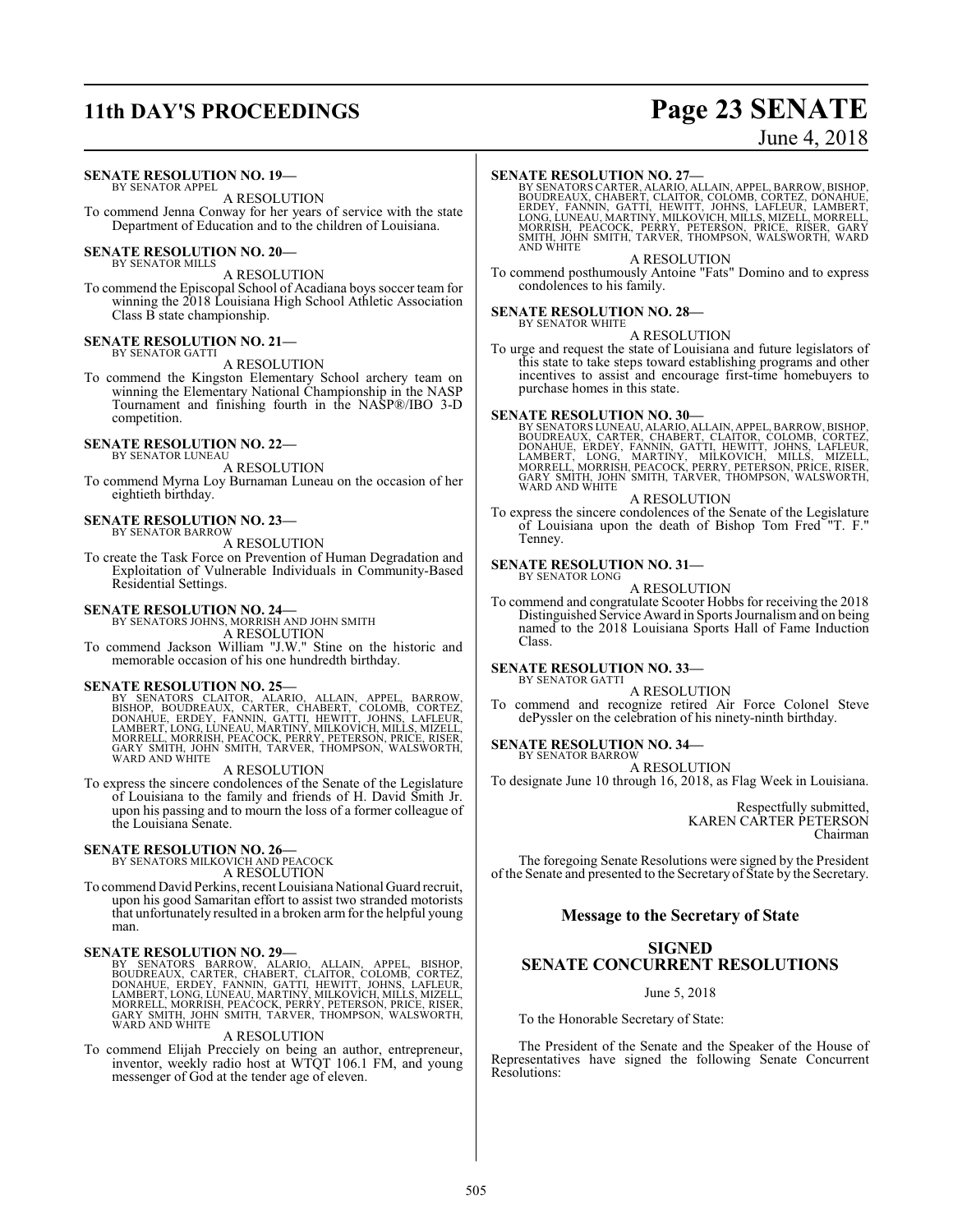**SENATE RESOLUTION NO. 19—**
BY SENATOR APPEL

A RESOLUTION

To commend Jenna Conway for her years of service with the state Department of Education and to the children of Louisiana.

**SENATE RESOLUTION NO. 20—**
BY SENATOR MILLS

A RESOLUTION

To commend the Episcopal School of Acadiana boys soccer team for winning the 2018 Louisiana High School Athletic Association Class B state championship.

**SENATE RESOLUTION NO. 21—**
BY SENATOR GATTI

A RESOLUTION

To commend the Kingston Elementary School archery team on winning the Elementary National Championship in the NASP Tournament and finishing fourth in the NASP®/IBO 3-D competition.

**SENATE RESOLUTION NO. 22—**
BY SENATOR LUNEAU

A RESOLUTION

To commend Myrna Loy Burnaman Luneau on the occasion of her eightieth birthday.

**SENATE RESOLUTION NO. 23—**
BY SENATOR BARROW

A RESOLUTION

To create the Task Force on Prevention of Human Degradation and Exploitation of Vulnerable Individuals in Community-Based Residential Settings.

**SENATE RESOLUTION NO. 24—**
BY SENATORS JOHNS, MORRISH AND JOHN SMITH

A RESOLUTION

To commend Jackson William "J.W." Stine on the historic and memorable occasion of his one hundredth birthday.

**SENATE RESOLUTION NO. 25—**
BY SENATORS CLAITOR, ALARIO, ALLAIN, APPEL, BARROW, BISHOP, BOUDREAUX, CARTER, CHABERT, COLOMB, CORTEZ, DONAHUE, ERDEY, FANNIN, GATTI, HEWITT, JOHNS, LAFLEUR, LAMBERT, LONG, LUNEAU, MARTINY, MILKOVICH, MILLS, MIZELL, MORRELL, MORRISH, PEACOCK, PERRY, PETERSON, PRICE, RISER, GARY SMITH, JOHN SMITH, TARVER, THOMPSON, WALSWORTH, WARD AND WHITE

A RESOLUTION

To express the sincere condolences of the Senate of the Legislature of Louisiana to the family and friends of H. David Smith Jr. upon his passing and to mourn the loss of a former colleague of the Louisiana Senate.

**SENATE RESOLUTION NO. 26—**
BY SENATORS MILKOVICH AND PEACOCK

A RESOLUTION

To commend David Perkins, recent Louisiana National Guard recruit, upon his good Samaritan effort to assist two stranded motorists that unfortunately resulted in a broken arm for the helpful young man.

**SENATE RESOLUTION NO. 29—**
BY SENATORS BARROW, ALARIO, ALLAIN, APPEL, BISHOP, BOUDREAUX, CARTER, CHABERT, CLAITOR, COLOMB, CORTEZ, DONAHUE, ERDEY, FANNIN, GATTI, HEWITT, JOHNS, LAFLEUR, LAMBERT, LONG, LUNEAU, MARTINY, MILKOVICH, MILLS, MIZELL, MORRELL, MORRISH, PEACOCK, PERRY, PETERSON, PRICE, RISER, GARY SMITH, JOHN SMITH, TARVER, THOMPSON, WALSWORTH, WARD AND WHITE

A RESOLUTION

To commend Elijah Precciely on being an author, entrepreneur, inventor, weekly radio host at WTQT 106.1 FM, and young messenger of God at the tender age of eleven.

**SENATE RESOLUTION NO. 27—**
BY SENATORS CARTER, ALARIO, ALLAIN, APPEL, BARROW, BISHOP, BOUDREAUX, CHABERT, CLAITOR, COLOMB, CORTEZ, DONAHUE, ERDEY, FANNIN, GATTI, HEWITT, JOHNS, LAFLEUR, LAMBERT, LONG, LUNEAU, MARTINY, MILKOVICH, MILLS, MIZELL, MORRELL, MORRISH, PEACOCK, PERRY, PETERSON, PRICE, RISER, GARY SMITH, JOHN SMITH, TARVER, THOMPSON, WALSWORTH, WARD AND WHITE

A RESOLUTION

To commend posthumously Antoine "Fats" Domino and to express condolences to his family.

**SENATE RESOLUTION NO. 28—**
BY SENATOR WHITE

A RESOLUTION

To urge and request the state of Louisiana and future legislators of this state to take steps toward establishing programs and other incentives to assist and encourage first-time homebuyers to purchase homes in this state.

**SENATE RESOLUTION NO. 30—**
BY SENATORS LUNEAU, ALARIO, ALLAIN, APPEL, BARROW, BISHOP, BOUDREAUX, CARTER, CHABERT, CLAITOR, COLOMB, CORTEZ, DONAHUE, ERDEY, FANNIN, GATTI, HEWITT, JOHNS, LAFLEUR, LAMBERT, LONG, MARTINY, MILKOVICH, MILLS, MIZELL, MORRELL, MORRISH, PEACOCK, PERRY, PETERSON, PRICE, RISER, GARY SMITH, JOHN SMITH, TARVER, THOMPSON, WALSWORTH, WARD AND WHITE

A RESOLUTION

To express the sincere condolences of the Senate of the Legislature of Louisiana upon the death of Bishop Tom Fred "T. F." Tenney.

**SENATE RESOLUTION NO. 31—**
BY SENATOR LONG

A RESOLUTION

To commend and congratulate Scooter Hobbs for receiving the 2018 Distinguished Service Award in Sports Journalism and on being named to the 2018 Louisiana Sports Hall of Fame Induction Class.

**SENATE RESOLUTION NO. 33—**
BY SENATOR GATTI

A RESOLUTION

To commend and recognize retired Air Force Colonel Steve dePyssler on the celebration of his ninety-ninth birthday.

**SENATE RESOLUTION NO. 34—**
BY SENATOR BARROW

A RESOLUTION

To designate June 10 through 16, 2018, as Flag Week in Louisiana.

Respectfully submitted,
KAREN CARTER PETERSON
Chairman

The foregoing Senate Resolutions were signed by the President of the Senate and presented to the Secretary of State by the Secretary.

## Message to the Secretary of State

## SIGNED SENATE CONCURRENT RESOLUTIONS

June 5, 2018

To the Honorable Secretary of State:

The President of the Senate and the Speaker of the House of Representatives have signed the following Senate Concurrent Resolutions: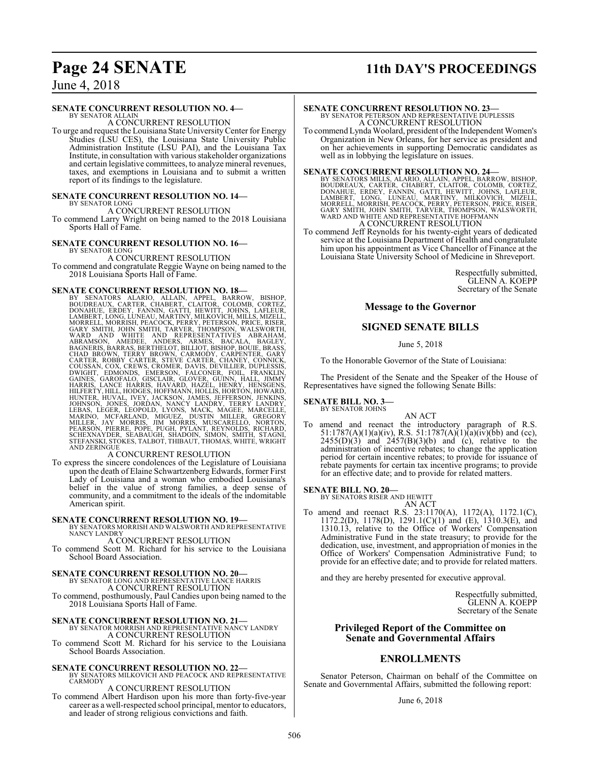**SENATE CONCURRENT RESOLUTION NO. 4—**
BY SENATOR ALLAIN
A CONCURRENT RESOLUTION

To urge and request the Louisiana State University Center for Energy Studies (LSU CES), the Louisiana State University Public Administration Institute (LSU PAI), and the Louisiana Tax Institute, in consultation with various stakeholder organizations and certain legislative committees, to analyze mineral revenues, taxes, and exemptions in Louisiana and to submit a written report of its findings to the legislature.

**SENATE CONCURRENT RESOLUTION NO. 14—**
BY SENATOR LONG
A CONCURRENT RESOLUTION

To commend Larry Wright on being named to the 2018 Louisiana Sports Hall of Fame.

**SENATE CONCURRENT RESOLUTION NO. 16—**
BY SENATOR LONG
A CONCURRENT RESOLUTION

To commend and congratulate Reggie Wayne on being named to the 2018 Louisiana Sports Hall of Fame.

**SENATE CONCURRENT RESOLUTION NO. 18—**
BY SENATORS ALARIO, ALLAIN, APPEL, BARROW, BISHOP, BOUDREAUX, CARTER, CHABERT, CLAITOR, COLOMB, CORTEZ, DONAHUE, ERDEY, FANNIN, GATTI, HEWITT, JOHNS, LAFLEUR, LAMBERT, LONG, LUNEAU, MARTINY, MILKOVICH, MILLS, MIZELL, MORRELL, MORRISH, PEACOCK, PERRY, PETERSON, PRICE, RISER, GARY SMITH, JOHN SMITH, TARVER, THOMPSON, WALSWORTH, WARD AND WHITE AND REPRESENTATIVES ABRAHAM, ABRAMSON, AMEDEE, ANDERS, ARMES, BACALA, BAGLEY, BAGNERIS, BARRAS, BERTHELOT, BILLIOT, BISHOP, BOUIE, BRASS, CHAD BROWN, TERRY BROWN, CARMODY, CARPENTER, GARY CARTER, ROBBY CARTER, STEVE CARTER, CHANEY, CONNICK, COUSSAN, COX, CREWS, CROMER, DAVIS, DEVILLIER, DUPLESSIS, DWIGHT, EDMONDS, EMERSON, FALCONER, FOIL, FRANKLIN, GAINES, GAROFALO, GISCLAIR, GLOVER, GUINN, HALL, JIMMY HARRIS, LANCE HARRIS, HAVARD, HAZEL, HENRY, HENSGENS, HILFERTY, HILL, HODGES, HOFFMANN, HOLLIS, HORTON, HOWARD, HUNTER, HUVAL, IVEY, JACKSON, JAMES, JEFFERSON, JENKINS, JOHNSON, JONES, JORDAN, NANCY LANDRY, TERRY LANDRY, LEBAS, LEGER, LEOPOLD, LYONS, MACK, MAGEE, MARCELLE, MARINO, MCFARLAND, MIGUEZ, DUSTIN MILLER, GREGORY MILLER, JAY MORRIS, JIM MORRIS, MUSCARELLO, NORTON, PEARSON, PIERRE, POPE, PUGH, PYLANT, REYNOLDS, RICHARD, SCHEXNAYDER, SEABAUGH, SHADOIN, SIMON, SMITH, STAGNI, STEFANSKI, STOKES, TALBOT, THIBAUT, THOMAS, WHITE, WRIGHT AND ZERINGUE
A CONCURRENT RESOLUTION

To express the sincere condolences of the Legislature of Louisiana upon the death of Elaine Schwartzenberg Edwards, former First Lady of Louisiana and a woman who embodied Louisiana's belief in the value of strong families, a deep sense of community, and a commitment to the ideals of the indomitable American spirit.

**SENATE CONCURRENT RESOLUTION NO. 19—**
BY SENATORS MORRISH AND WALSWORTH AND REPRESENTATIVE NANCY LANDRY
A CONCURRENT RESOLUTION

To commend Scott M. Richard for his service to the Louisiana School Board Association.

**SENATE CONCURRENT RESOLUTION NO. 20—**
BY SENATOR LONG AND REPRESENTATIVE LANCE HARRIS
A CONCURRENT RESOLUTION

To commend, posthumously, Paul Candies upon being named to the 2018 Louisiana Sports Hall of Fame.

**SENATE CONCURRENT RESOLUTION NO. 21—**
BY SENATOR MORRISH AND REPRESENTATIVE NANCY LANDRY
A CONCURRENT RESOLUTION

To commend Scott M. Richard for his service to the Louisiana School Boards Association.

**SENATE CONCURRENT RESOLUTION NO. 22—**
BY SENATORS MILKOVICH AND PEACOCK AND REPRESENTATIVE CARMODY
A CONCURRENT RESOLUTION

To commend Albert Hardison upon his more than forty-five-year career as a well-respected school principal, mentor to educators, and leader of strong religious convictions and faith.

**SENATE CONCURRENT RESOLUTION NO. 23—**
BY SENATOR PETERSON AND REPRESENTATIVE DUPLESSIS
A CONCURRENT RESOLUTION

To commend Lynda Woolard, president of the Independent Women's Organization in New Orleans, for her service as president and on her achievements in supporting Democratic candidates as well as in lobbying the legislature on issues.

**SENATE CONCURRENT RESOLUTION NO. 24—**
BY SENATORS MILLS, ALARIO, ALLAIN, APPEL, BARROW, BISHOP, BOUDREAUX, CARTER, CHABERT, CLAITOR, COLOMB, CORTEZ, DONAHUE, ERDEY, FANNIN, GATTI, HEWITT, JOHNS, LAFLEUR, LAMBERT, LONG, LUNEAU, MARTINY, MILKOVICH, MIZELL, MORRELL, MORRISH, PEACOCK, PERRY, PETERSON, PRICE, RISER, GARY SMITH, JOHN SMITH, TARVER, THOMPSON, WALSWORTH, WARD AND WHITE AND REPRESENTATIVE HOFFMANN
A CONCURRENT RESOLUTION

To commend Jeff Reynolds for his twenty-eight years of dedicated service at the Louisiana Department of Health and congratulate him upon his appointment as Vice Chancellor of Finance at the Louisiana State University School of Medicine in Shreveport.

Respectfully submitted,
GLENN A. KOEPP
Secretary of the Senate

## Message to the Governor

## SIGNED SENATE BILLS

June 5, 2018

To the Honorable Governor of the State of Louisiana:

The President of the Senate and the Speaker of the House of Representatives have signed the following Senate Bills:

**SENATE BILL NO. 3—**
BY SENATOR JOHNS
AN ACT

To amend and reenact the introductory paragraph of R.S. 51:1787(A)(1)(a)(iv), R.S. 51:1787(A)(1)(a)(iv)(bb) and (cc), 2455(D)(3) and 2457(B)(3)(b) and (c), relative to the administration of incentive rebates; to change the application period for certain incentive rebates; to provide for issuance of rebate payments for certain tax incentive programs; to provide for an effective date; and to provide for related matters.

**SENATE BILL NO. 20—**
BY SENATORS RISER AND HEWITT
AN ACT

To amend and reenact R.S. 23:1170(A), 1172(A), 1172.1(C), 1172.2(D), 1178(D), 1291.1(C)(1) and (E), 1310.3(E), and 1310.13, relative to the Office of Workers' Compensation Administrative Fund in the state treasury; to provide for the dedication, use, investment, and appropriation of monies in the Office of Workers' Compensation Administrative Fund; to provide for an effective date; and to provide for related matters.

and they are hereby presented for executive approval.

Respectfully submitted,
GLENN A. KOEPP
Secretary of the Senate

## Privileged Report of the Committee on Senate and Governmental Affairs

## ENROLLMENTS

Senator Peterson, Chairman on behalf of the Committee on Senate and Governmental Affairs, submitted the following report:

June 6, 2018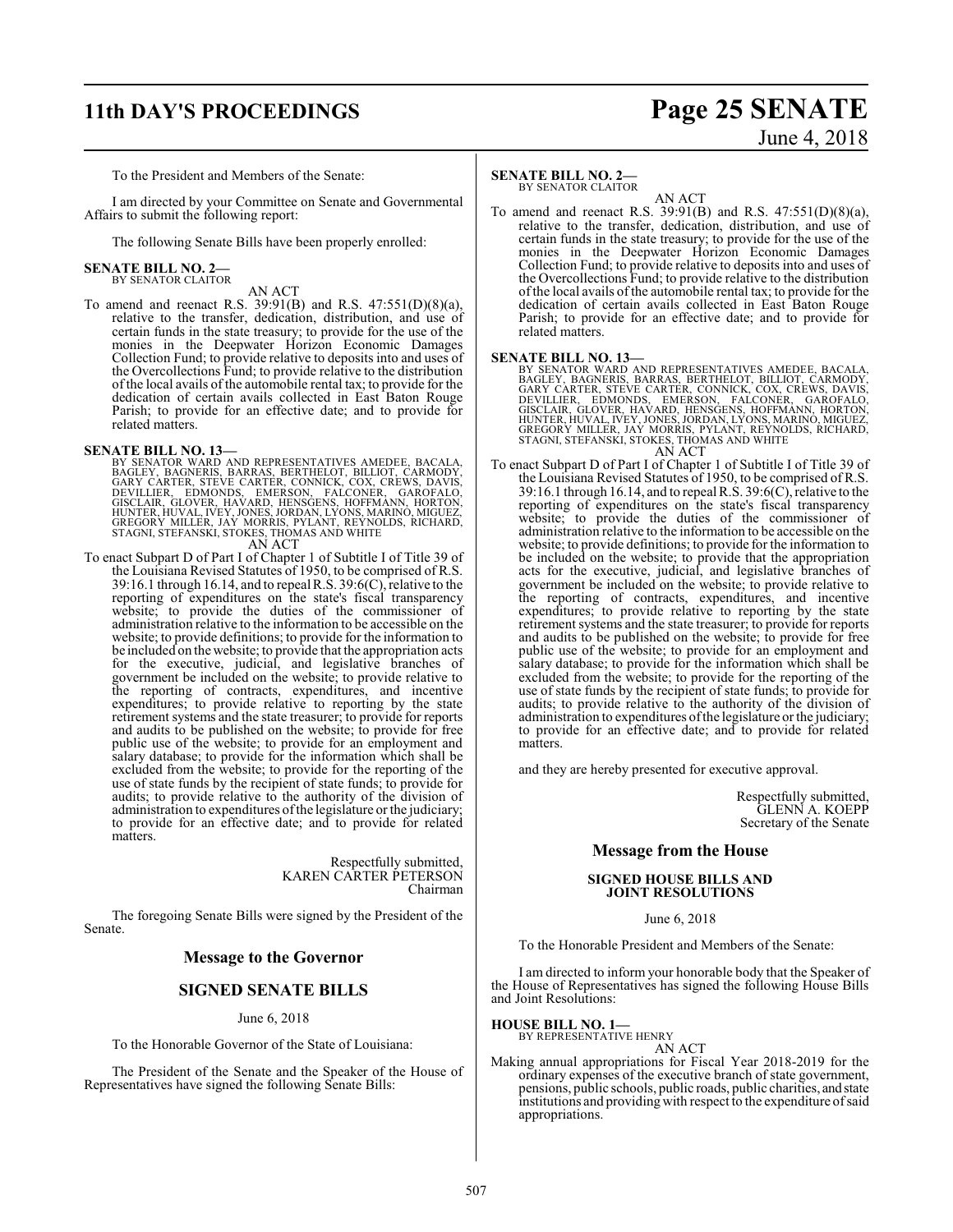To the President and Members of the Senate:

I am directed by your Committee on Senate and Governmental Affairs to submit the following report:

The following Senate Bills have been properly enrolled:

**SENATE BILL NO. 2—**
BY SENATOR CLAITOR

AN ACT

To amend and reenact R.S. 39:91(B) and R.S. 47:551(D)(8)(a), relative to the transfer, dedication, distribution, and use of certain funds in the state treasury; to provide for the use of the monies in the Deepwater Horizon Economic Damages Collection Fund; to provide relative to deposits into and uses of the Overcollections Fund; to provide relative to the distribution of the local avails of the automobile rental tax; to provide for the dedication of certain avails collected in East Baton Rouge Parish; to provide for an effective date; and to provide for related matters.

**SENATE BILL NO. 13—**
BY SENATOR WARD AND REPRESENTATIVES AMEDEE, BACALA, BAGLEY, BAGNERIS, BARRAS, BERTHELOT, BILLIOT, CARMODY, GARY CARTER, STEVE CARTER, CONNICK, COX, CREWS, DAVIS, DEVILLIER, EDMONDS, EMERSON, FALCONER, GAROFALO, GISCLAIR, GLOVER, HAVARD, HENSGENS, HOFFMANN, HORTON, HUNTER, HUVAL, IVEY, JONES, JORDAN, LYONS, MARINO, MIGUEZ, GREGORY MILLER, JAY MORRIS, PYLANT, REYNOLDS, RICHARD, STAGNI, STEFANSKI, STOKES, THOMAS AND WHITE

AN ACT

To enact Subpart D of Part I of Chapter 1 of Subtitle I of Title 39 of the Louisiana Revised Statutes of 1950, to be comprised of R.S. 39:16.1 through 16.14, and to repeal R.S. 39:6(C), relative to the reporting of expenditures on the state's fiscal transparency website; to provide the duties of the commissioner of administration relative to the information to be accessible on the website; to provide definitions; to provide for the information to be included on the website; to provide that the appropriation acts for the executive, judicial, and legislative branches of government be included on the website; to provide relative to the reporting of contracts, expenditures, and incentive expenditures; to provide relative to reporting by the state retirement systems and the state treasurer; to provide for reports and audits to be published on the website; to provide for free public use of the website; to provide for an employment and salary database; to provide for the information which shall be excluded from the website; to provide for the reporting of the use of state funds by the recipient of state funds; to provide for audits; to provide relative to the authority of the division of administration to expenditures of the legislature or the judiciary; to provide for an effective date; and to provide for related matters.

Respectfully submitted,
KAREN CARTER PETERSON
Chairman

The foregoing Senate Bills were signed by the President of the Senate.

## Message to the Governor

### SIGNED SENATE BILLS

June 6, 2018

To the Honorable Governor of the State of Louisiana:

The President of the Senate and the Speaker of the House of Representatives have signed the following Senate Bills:

**SENATE BILL NO. 2—**
BY SENATOR CLAITOR

AN ACT

To amend and reenact R.S. 39:91(B) and R.S. 47:551(D)(8)(a), relative to the transfer, dedication, distribution, and use of certain funds in the state treasury; to provide for the use of the monies in the Deepwater Horizon Economic Damages Collection Fund; to provide relative to deposits into and uses of the Overcollections Fund; to provide relative to the distribution of the local avails of the automobile rental tax; to provide for the dedication of certain avails collected in East Baton Rouge Parish; to provide for an effective date; and to provide for related matters.

**SENATE BILL NO. 13—**
BY SENATOR WARD AND REPRESENTATIVES AMEDEE, BACALA, BAGLEY, BAGNERIS, BARRAS, BERTHELOT, BILLIOT, CARMODY, GARY CARTER, STEVE CARTER, CONNICK, COX, CREWS, DAVIS, DEVILLIER, EDMONDS, EMERSON, FALCONER, GAROFALO, GISCLAIR, GLOVER, HAVARD, HENSGENS, HOFFMANN, HORTON, HUNTER, HUVAL, IVEY, JONES, JORDAN, LYONS, MARINO, MIGUEZ, GREGORY MILLER, JAY MORRIS, PYLANT, REYNOLDS, RICHARD, STAGNI, STEFANSKI, STOKES, THOMAS AND WHITE

AN ACT

To enact Subpart D of Part I of Chapter 1 of Subtitle I of Title 39 of the Louisiana Revised Statutes of 1950, to be comprised of R.S. 39:16.1 through 16.14, and to repeal R.S. 39:6(C), relative to the reporting of expenditures on the state's fiscal transparency website; to provide the duties of the commissioner of administration relative to the information to be accessible on the website; to provide definitions; to provide for the information to be included on the website; to provide that the appropriation acts for the executive, judicial, and legislative branches of government be included on the website; to provide relative to the reporting of contracts, expenditures, and incentive expenditures; to provide relative to reporting by the state retirement systems and the state treasurer; to provide for reports and audits to be published on the website; to provide for free public use of the website; to provide for an employment and salary database; to provide for the information which shall be excluded from the website; to provide for the reporting of the use of state funds by the recipient of state funds; to provide for audits; to provide relative to the authority of the division of administration to expenditures of the legislature or the judiciary; to provide for an effective date; and to provide for related matters.

and they are hereby presented for executive approval.

Respectfully submitted,
GLENN A. KOEPP
Secretary of the Senate

## Message from the House

### SIGNED HOUSE BILLS AND JOINT RESOLUTIONS

June 6, 2018

To the Honorable President and Members of the Senate:

I am directed to inform your honorable body that the Speaker of the House of Representatives has signed the following House Bills and Joint Resolutions:

**HOUSE BILL NO. 1—**
BY REPRESENTATIVE HENRY

AN ACT

Making annual appropriations for Fiscal Year 2018-2019 for the ordinary expenses of the executive branch of state government, pensions, public schools, public roads, public charities, and state institutions and providing with respect to the expenditure of said appropriations.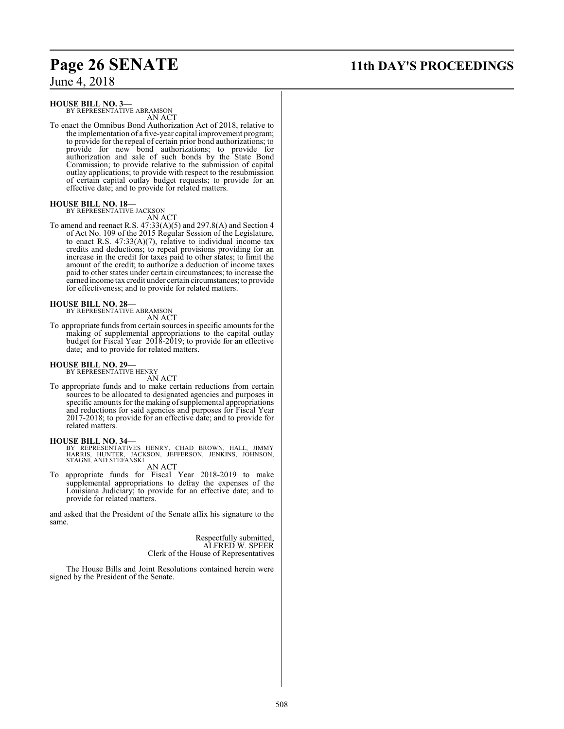**HOUSE BILL NO. 3—**
BY REPRESENTATIVE ABRAMSON
AN ACT

To enact the Omnibus Bond Authorization Act of 2018, relative to the implementation of a five-year capital improvement program; to provide for the repeal of certain prior bond authorizations; to provide for new bond authorizations; to provide for authorization and sale of such bonds by the State Bond Commission; to provide relative to the submission of capital outlay applications; to provide with respect to the resubmission of certain capital outlay budget requests; to provide for an effective date; and to provide for related matters.

**HOUSE BILL NO. 18—**
BY REPRESENTATIVE JACKSON
AN ACT

To amend and reenact R.S. 47:33(A)(5) and 297.8(A) and Section 4 of Act No. 109 of the 2015 Regular Session of the Legislature, to enact R.S. 47:33(A)(7), relative to individual income tax credits and deductions; to repeal provisions providing for an increase in the credit for taxes paid to other states; to limit the amount of the credit; to authorize a deduction of income taxes paid to other states under certain circumstances; to increase the earned income tax credit under certain circumstances; to provide for effectiveness; and to provide for related matters.

**HOUSE BILL NO. 28—**
BY REPRESENTATIVE ABRAMSON
AN ACT

To appropriate funds from certain sources in specific amounts for the making of supplemental appropriations to the capital outlay budget for Fiscal Year 2018-2019; to provide for an effective date; and to provide for related matters.

**HOUSE BILL NO. 29—**
BY REPRESENTATIVE HENRY
AN ACT

To appropriate funds and to make certain reductions from certain sources to be allocated to designated agencies and purposes in specific amounts for the making of supplemental appropriations and reductions for said agencies and purposes for Fiscal Year 2017-2018; to provide for an effective date; and to provide for related matters.

**HOUSE BILL NO. 34—**
BY REPRESENTATIVES HENRY, CHAD BROWN, HALL, JIMMY HARRIS, HUNTER, JACKSON, JEFFERSON, JENKINS, JOHNSON, STAGNI, AND STEFANSKI
AN ACT

To appropriate funds for Fiscal Year 2018-2019 to make supplemental appropriations to defray the expenses of the Louisiana Judiciary; to provide for an effective date; and to provide for related matters.

and asked that the President of the Senate affix his signature to the same.

Respectfully submitted,
ALFRED W. SPEER
Clerk of the House of Representatives

The House Bills and Joint Resolutions contained herein were signed by the President of the Senate.